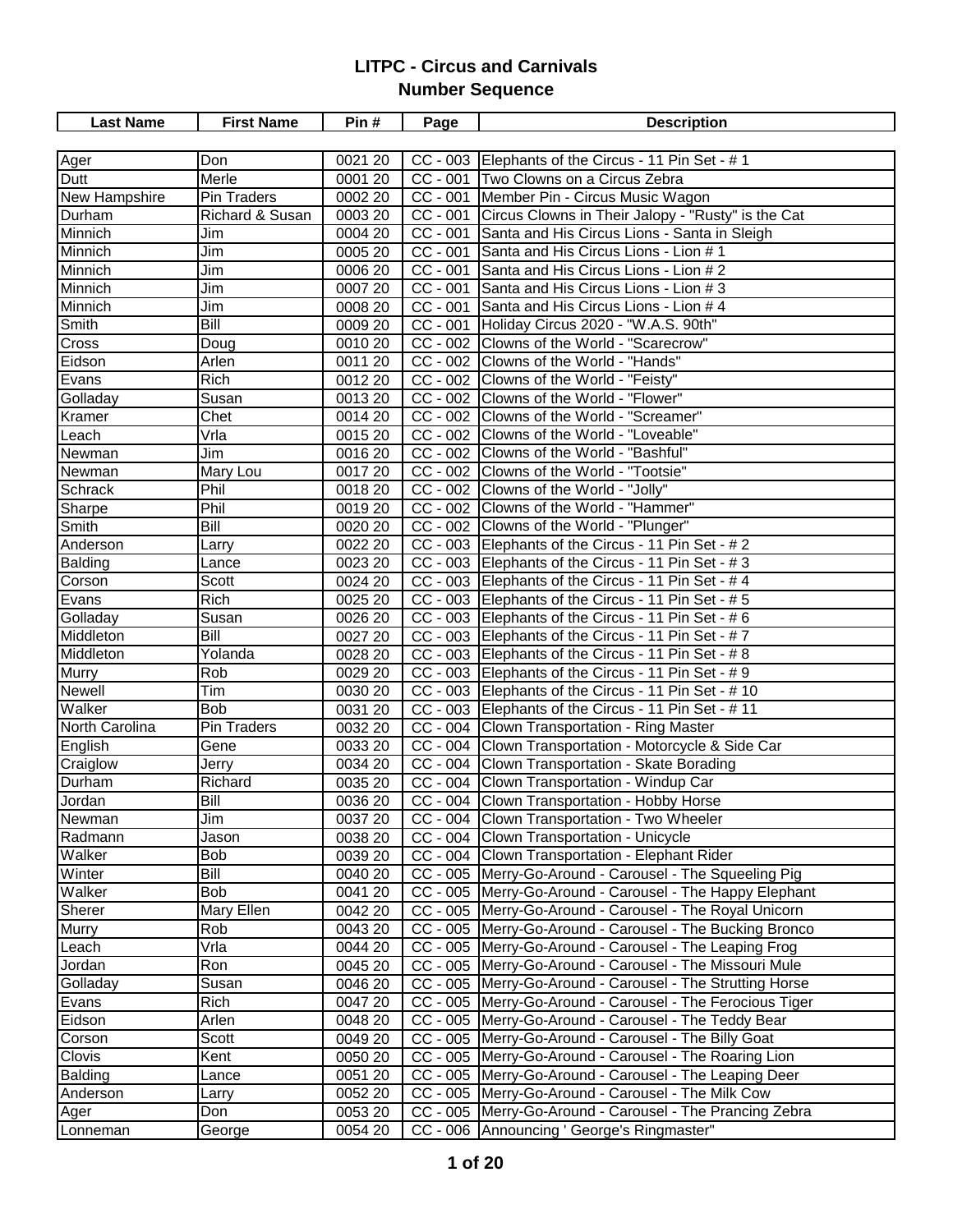# LITPC - Circus and Carnivals
## Number Sequence

| Last Name | First Name | Pin # | Page | Description |
|---|---|---|---|---|
| Ager | Don | 0021 20 | CC - 003 | Elephants of the Circus - 11 Pin Set - # 1 |
| Dutt | Merle | 0001 20 | CC - 001 | Two Clowns on a Circus Zebra |
| New Hampshire | Pin Traders | 0002 20 | CC - 001 | Member Pin - Circus Music Wagon |
| Durham | Richard & Susan | 0003 20 | CC - 001 | Circus Clowns in Their Jalopy - "Rusty" is the Cat |
| Minnich | Jim | 0004 20 | CC - 001 | Santa and His Circus Lions - Santa in Sleigh |
| Minnich | Jim | 0005 20 | CC - 001 | Santa and His Circus Lions - Lion # 1 |
| Minnich | Jim | 0006 20 | CC - 001 | Santa and His Circus Lions - Lion # 2 |
| Minnich | Jim | 0007 20 | CC - 001 | Santa and His Circus Lions - Lion # 3 |
| Minnich | Jim | 0008 20 | CC - 001 | Santa and His Circus Lions - Lion # 4 |
| Smith | Bill | 0009 20 | CC - 001 | Holiday Circus 2020 - "W.A.S. 90th" |
| Cross | Doug | 0010 20 | CC - 002 | Clowns of the World - "Scarecrow" |
| Eidson | Arlen | 0011 20 | CC - 002 | Clowns of the World - "Hands" |
| Evans | Rich | 0012 20 | CC - 002 | Clowns of the World - "Feisty" |
| Golladay | Susan | 0013 20 | CC - 002 | Clowns of the World - "Flower" |
| Kramer | Chet | 0014 20 | CC - 002 | Clowns of the World - "Screamer" |
| Leach | Vrla | 0015 20 | CC - 002 | Clowns of the World - "Loveable" |
| Newman | Jim | 0016 20 | CC - 002 | Clowns of the World - "Bashful" |
| Newman | Mary Lou | 0017 20 | CC - 002 | Clowns of the World - "Tootsie" |
| Schrack | Phil | 0018 20 | CC - 002 | Clowns of the World - "Jolly" |
| Sharpe | Phil | 0019 20 | CC - 002 | Clowns of the World - "Hammer" |
| Smith | Bill | 0020 20 | CC - 002 | Clowns of the World - "Plunger" |
| Anderson | Larry | 0022 20 | CC - 003 | Elephants of the Circus - 11 Pin Set - # 2 |
| Balding | Lance | 0023 20 | CC - 003 | Elephants of the Circus - 11 Pin Set - # 3 |
| Corson | Scott | 0024 20 | CC - 003 | Elephants of the Circus - 11 Pin Set - # 4 |
| Evans | Rich | 0025 20 | CC - 003 | Elephants of the Circus - 11 Pin Set - # 5 |
| Golladay | Susan | 0026 20 | CC - 003 | Elephants of the Circus - 11 Pin Set - # 6 |
| Middleton | Bill | 0027 20 | CC - 003 | Elephants of the Circus - 11 Pin Set - # 7 |
| Middleton | Yolanda | 0028 20 | CC - 003 | Elephants of the Circus - 11 Pin Set - # 8 |
| Murry | Rob | 0029 20 | CC - 003 | Elephants of the Circus - 11 Pin Set - # 9 |
| Newell | Tim | 0030 20 | CC - 003 | Elephants of the Circus - 11 Pin Set - # 10 |
| Walker | Bob | 0031 20 | CC - 003 | Elephants of the Circus - 11 Pin Set - # 11 |
| North Carolina | Pin Traders | 0032 20 | CC - 004 | Clown Transportation - Ring Master |
| English | Gene | 0033 20 | CC - 004 | Clown Transportation - Motorcycle & Side Car |
| Craiglow | Jerry | 0034 20 | CC - 004 | Clown Transportation - Skate Borading |
| Durham | Richard | 0035 20 | CC - 004 | Clown Transportation - Windup Car |
| Jordan | Bill | 0036 20 | CC - 004 | Clown Transportation - Hobby Horse |
| Newman | Jim | 0037 20 | CC - 004 | Clown Transportation - Two Wheeler |
| Radmann | Jason | 0038 20 | CC - 004 | Clown Transportation - Unicycle |
| Walker | Bob | 0039 20 | CC - 004 | Clown Transportation - Elephant Rider |
| Winter | Bill | 0040 20 | CC - 005 | Merry-Go-Around - Carousel - The Squeeling Pig |
| Walker | Bob | 0041 20 | CC - 005 | Merry-Go-Around - Carousel - The Happy Elephant |
| Sherer | Mary Ellen | 0042 20 | CC - 005 | Merry-Go-Around - Carousel - The Royal Unicorn |
| Murry | Rob | 0043 20 | CC - 005 | Merry-Go-Around - Carousel - The Bucking Bronco |
| Leach | Vrla | 0044 20 | CC - 005 | Merry-Go-Around - Carousel - The Leaping Frog |
| Jordan | Ron | 0045 20 | CC - 005 | Merry-Go-Around - Carousel - The Missouri Mule |
| Golladay | Susan | 0046 20 | CC - 005 | Merry-Go-Around - Carousel - The Strutting Horse |
| Evans | Rich | 0047 20 | CC - 005 | Merry-Go-Around - Carousel - The Ferocious Tiger |
| Eidson | Arlen | 0048 20 | CC - 005 | Merry-Go-Around - Carousel - The Teddy Bear |
| Corson | Scott | 0049 20 | CC - 005 | Merry-Go-Around - Carousel - The Billy Goat |
| Clovis | Kent | 0050 20 | CC - 005 | Merry-Go-Around - Carousel - The Roaring Lion |
| Balding | Lance | 0051 20 | CC - 005 | Merry-Go-Around - Carousel - The Leaping Deer |
| Anderson | Larry | 0052 20 | CC - 005 | Merry-Go-Around - Carousel - The Milk Cow |
| Ager | Don | 0053 20 | CC - 005 | Merry-Go-Around - Carousel - The Prancing Zebra |
| Lonneman | George | 0054 20 | CC - 006 | Announcing ' George's Ringmaster" |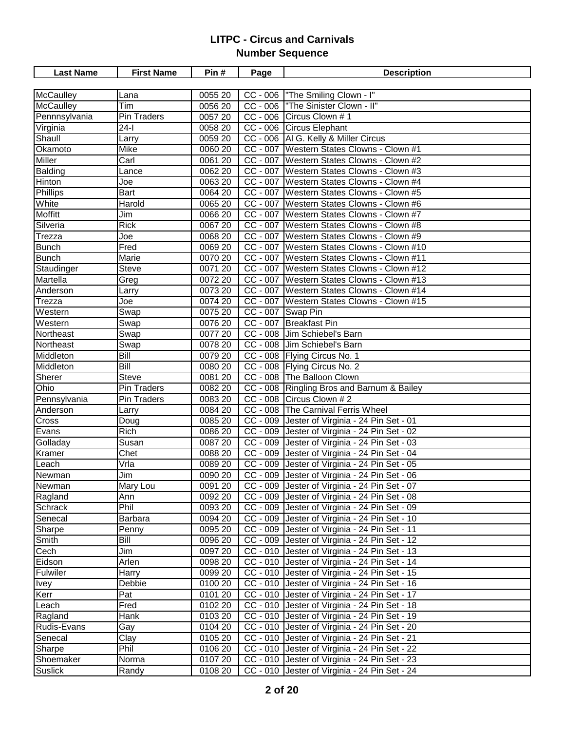# LITPC - Circus and Carnivals
## Number Sequence

| Last Name | First Name | Pin # | Page | Description |
|---|---|---|---|---|
| McCaulley | Lana | 0055 20 | CC - 006 | "The Smiling Clown - I" |
| McCaulley | Tim | 0056 20 | CC - 006 | "The Sinister Clown - II" |
| Pennnsylvania | Pin Traders | 0057 20 | CC - 006 | Circus Clown # 1 |
| Virginia | 24-I | 0058 20 | CC - 006 | Circus Elephant |
| Shaull | Larry | 0059 20 | CC - 006 | Al G. Kelly & Miller Circus |
| Okamoto | Mike | 0060 20 | CC - 007 | Western States Clowns - Clown #1 |
| Miller | Carl | 0061 20 | CC - 007 | Western States Clowns - Clown #2 |
| Balding | Lance | 0062 20 | CC - 007 | Western States Clowns - Clown #3 |
| Hinton | Joe | 0063 20 | CC - 007 | Western States Clowns - Clown #4 |
| Phillips | Bart | 0064 20 | CC - 007 | Western States Clowns - Clown #5 |
| White | Harold | 0065 20 | CC - 007 | Western States Clowns - Clown #6 |
| Moffitt | Jim | 0066 20 | CC - 007 | Western States Clowns - Clown #7 |
| Silveria | Rick | 0067 20 | CC - 007 | Western States Clowns - Clown #8 |
| Trezza | Joe | 0068 20 | CC - 007 | Western States Clowns - Clown #9 |
| Bunch | Fred | 0069 20 | CC - 007 | Western States Clowns - Clown #10 |
| Bunch | Marie | 0070 20 | CC - 007 | Western States Clowns - Clown #11 |
| Staudinger | Steve | 0071 20 | CC - 007 | Western States Clowns - Clown #12 |
| Martella | Greg | 0072 20 | CC - 007 | Western States Clowns - Clown #13 |
| Anderson | Larry | 0073 20 | CC - 007 | Western States Clowns - Clown #14 |
| Trezza | Joe | 0074 20 | CC - 007 | Western States Clowns - Clown #15 |
| Western | Swap | 0075 20 | CC - 007 | Swap Pin |
| Western | Swap | 0076 20 | CC - 007 | Breakfast Pin |
| Northeast | Swap | 0077 20 | CC - 008 | Jim Schiebel's Barn |
| Northeast | Swap | 0078 20 | CC - 008 | Jim Schiebel's Barn |
| Middleton | Bill | 0079 20 | CC - 008 | Flying Circus No. 1 |
| Middleton | Bill | 0080 20 | CC - 008 | Flying Circus No. 2 |
| Sherer | Steve | 0081 20 | CC - 008 | The Balloon Clown |
| Ohio | Pin Traders | 0082 20 | CC - 008 | Ringling Bros and Barnum & Bailey |
| Pennsylvania | Pin Traders | 0083 20 | CC - 008 | Circus Clown # 2 |
| Anderson | Larry | 0084 20 | CC - 008 | The Carnival Ferris Wheel |
| Cross | Doug | 0085 20 | CC - 009 | Jester of Virginia - 24 Pin Set - 01 |
| Evans | Rich | 0086 20 | CC - 009 | Jester of Virginia - 24 Pin Set - 02 |
| Golladay | Susan | 0087 20 | CC - 009 | Jester of Virginia - 24 Pin Set - 03 |
| Kramer | Chet | 0088 20 | CC - 009 | Jester of Virginia - 24 Pin Set - 04 |
| Leach | Vrla | 0089 20 | CC - 009 | Jester of Virginia - 24 Pin Set - 05 |
| Newman | Jim | 0090 20 | CC - 009 | Jester of Virginia - 24 Pin Set - 06 |
| Newman | Mary Lou | 0091 20 | CC - 009 | Jester of Virginia - 24 Pin Set - 07 |
| Ragland | Ann | 0092 20 | CC - 009 | Jester of Virginia - 24 Pin Set - 08 |
| Schrack | Phil | 0093 20 | CC - 009 | Jester of Virginia - 24 Pin Set - 09 |
| Senecal | Barbara | 0094 20 | CC - 009 | Jester of Virginia - 24 Pin Set - 10 |
| Sharpe | Penny | 0095 20 | CC - 009 | Jester of Virginia - 24 Pin Set - 11 |
| Smith | Bill | 0096 20 | CC - 009 | Jester of Virginia - 24 Pin Set - 12 |
| Cech | Jim | 0097 20 | CC - 010 | Jester of Virginia - 24 Pin Set - 13 |
| Eidson | Arlen | 0098 20 | CC - 010 | Jester of Virginia - 24 Pin Set - 14 |
| Fulwiler | Harry | 0099 20 | CC - 010 | Jester of Virginia - 24 Pin Set - 15 |
| Ivey | Debbie | 0100 20 | CC - 010 | Jester of Virginia - 24 Pin Set - 16 |
| Kerr | Pat | 0101 20 | CC - 010 | Jester of Virginia - 24 Pin Set - 17 |
| Leach | Fred | 0102 20 | CC - 010 | Jester of Virginia - 24 Pin Set - 18 |
| Ragland | Hank | 0103 20 | CC - 010 | Jester of Virginia - 24 Pin Set - 19 |
| Rudis-Evans | Gay | 0104 20 | CC - 010 | Jester of Virginia - 24 Pin Set - 20 |
| Senecal | Clay | 0105 20 | CC - 010 | Jester of Virginia - 24 Pin Set - 21 |
| Sharpe | Phil | 0106 20 | CC - 010 | Jester of Virginia - 24 Pin Set - 22 |
| Shoemaker | Norma | 0107 20 | CC - 010 | Jester of Virginia - 24 Pin Set - 23 |
| Suslick | Randy | 0108 20 | CC - 010 | Jester of Virginia - 24 Pin Set - 24 |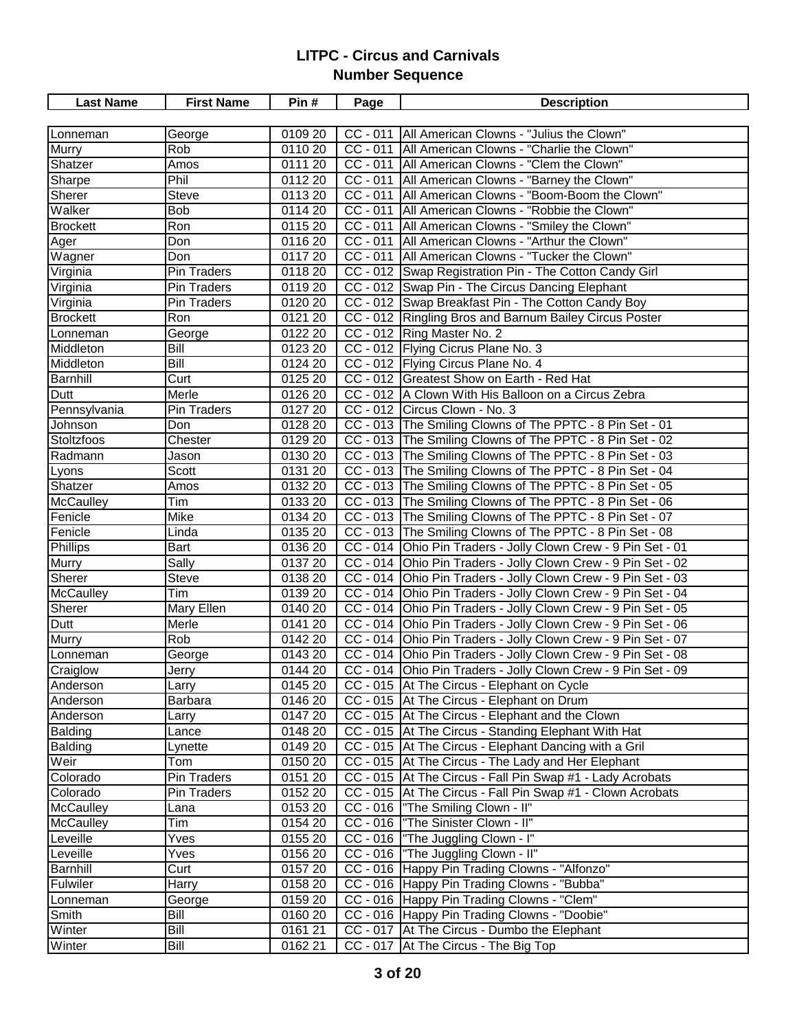# LITPC - Circus and Carnivals
## Number Sequence

| Last Name | First Name | Pin # | Page | Description |
|---|---|---|---|---|
| Lonneman | George | 0109 20 | CC - 011 | All American Clowns - "Julius the Clown" |
| Murry | Rob | 0110 20 | CC - 011 | All American Clowns - "Charlie the Clown" |
| Shatzer | Amos | 0111 20 | CC - 011 | All American Clowns - "Clem the Clown" |
| Sharpe | Phil | 0112 20 | CC - 011 | All American Clowns - "Barney the Clown" |
| Sherer | Steve | 0113 20 | CC - 011 | All American Clowns - "Boom-Boom the Clown" |
| Walker | Bob | 0114 20 | CC - 011 | All American Clowns - "Robbie the Clown" |
| Brockett | Ron | 0115 20 | CC - 011 | All American Clowns - "Smiley the Clown" |
| Ager | Don | 0116 20 | CC - 011 | All American Clowns - "Arthur the Clown" |
| Wagner | Don | 0117 20 | CC - 011 | All American Clowns - "Tucker the Clown" |
| Virginia | Pin Traders | 0118 20 | CC - 012 | Swap Registration Pin - The Cotton Candy Girl |
| Virginia | Pin Traders | 0119 20 | CC - 012 | Swap Pin - The Circus Dancing Elephant |
| Virginia | Pin Traders | 0120 20 | CC - 012 | Swap Breakfast Pin - The Cotton Candy Boy |
| Brockett | Ron | 0121 20 | CC - 012 | Ringling Bros and Barnum Bailey Circus Poster |
| Lonneman | George | 0122 20 | CC - 012 | Ring Master No. 2 |
| Middleton | Bill | 0123 20 | CC - 012 | Flying Cicrus Plane No. 3 |
| Middleton | Bill | 0124 20 | CC - 012 | Flying Circus Plane No. 4 |
| Barnhill | Curt | 0125 20 | CC - 012 | Greatest Show on Earth - Red Hat |
| Dutt | Merle | 0126 20 | CC - 012 | A Clown With His Balloon on a Circus Zebra |
| Pennsylvania | Pin Traders | 0127 20 | CC - 012 | Circus Clown - No. 3 |
| Johnson | Don | 0128 20 | CC - 013 | The Smiling Clowns of The PPTC - 8 Pin Set - 01 |
| Stoltzfoos | Chester | 0129 20 | CC - 013 | The Smiling Clowns of The PPTC - 8 Pin Set - 02 |
| Radmann | Jason | 0130 20 | CC - 013 | The Smiling Clowns of The PPTC - 8 Pin Set - 03 |
| Lyons | Scott | 0131 20 | CC - 013 | The Smiling Clowns of The PPTC - 8 Pin Set - 04 |
| Shatzer | Amos | 0132 20 | CC - 013 | The Smiling Clowns of The PPTC - 8 Pin Set - 05 |
| McCaulley | Tim | 0133 20 | CC - 013 | The Smiling Clowns of The PPTC - 8 Pin Set - 06 |
| Fenicle | Mike | 0134 20 | CC - 013 | The Smiling Clowns of The PPTC - 8 Pin Set - 07 |
| Fenicle | Linda | 0135 20 | CC - 013 | The Smiling Clowns of The PPTC - 8 Pin Set - 08 |
| Phillips | Bart | 0136 20 | CC - 014 | Ohio Pin Traders - Jolly Clown Crew - 9 Pin Set - 01 |
| Murry | Sally | 0137 20 | CC - 014 | Ohio Pin Traders - Jolly Clown Crew - 9 Pin Set - 02 |
| Sherer | Steve | 0138 20 | CC - 014 | Ohio Pin Traders - Jolly Clown Crew - 9 Pin Set - 03 |
| McCaulley | Tim | 0139 20 | CC - 014 | Ohio Pin Traders - Jolly Clown Crew - 9 Pin Set - 04 |
| Sherer | Mary Ellen | 0140 20 | CC - 014 | Ohio Pin Traders - Jolly Clown Crew - 9 Pin Set - 05 |
| Dutt | Merle | 0141 20 | CC - 014 | Ohio Pin Traders - Jolly Clown Crew - 9 Pin Set - 06 |
| Murry | Rob | 0142 20 | CC - 014 | Ohio Pin Traders - Jolly Clown Crew - 9 Pin Set - 07 |
| Lonneman | George | 0143 20 | CC - 014 | Ohio Pin Traders - Jolly Clown Crew - 9 Pin Set - 08 |
| Craiglow | Jerry | 0144 20 | CC - 014 | Ohio Pin Traders - Jolly Clown Crew - 9 Pin Set - 09 |
| Anderson | Larry | 0145 20 | CC - 015 | At The Circus - Elephant on Cycle |
| Anderson | Barbara | 0146 20 | CC - 015 | At The Circus - Elephant on Drum |
| Anderson | Larry | 0147 20 | CC - 015 | At The Circus - Elephant and the Clown |
| Balding | Lance | 0148 20 | CC - 015 | At The Circus - Standing Elephant With Hat |
| Balding | Lynette | 0149 20 | CC - 015 | At The Circus - Elephant Dancing with a Gril |
| Weir | Tom | 0150 20 | CC - 015 | At The Circus - The Lady and Her Elephant |
| Colorado | Pin Traders | 0151 20 | CC - 015 | At The Circus - Fall Pin Swap #1 - Lady Acrobats |
| Colorado | Pin Traders | 0152 20 | CC - 015 | At The Circus - Fall Pin Swap #1 - Clown Acrobats |
| McCaulley | Lana | 0153 20 | CC - 016 | "The Smiling Clown - II" |
| McCaulley | Tim | 0154 20 | CC - 016 | "The Sinister Clown - II" |
| Leveille | Yves | 0155 20 | CC - 016 | "The Juggling Clown - I" |
| Leveille | Yves | 0156 20 | CC - 016 | "The Juggling Clown - II" |
| Barnhill | Curt | 0157 20 | CC - 016 | Happy Pin Trading Clowns - "Alfonzo" |
| Fulwiler | Harry | 0158 20 | CC - 016 | Happy Pin Trading Clowns - "Bubba" |
| Lonneman | George | 0159 20 | CC - 016 | Happy Pin Trading Clowns - "Clem" |
| Smith | Bill | 0160 20 | CC - 016 | Happy Pin Trading Clowns - "Doobie" |
| Winter | Bill | 0161 21 | CC - 017 | At The Circus - Dumbo the Elephant |
| Winter | Bill | 0162 21 | CC - 017 | At The Circus - The Big Top |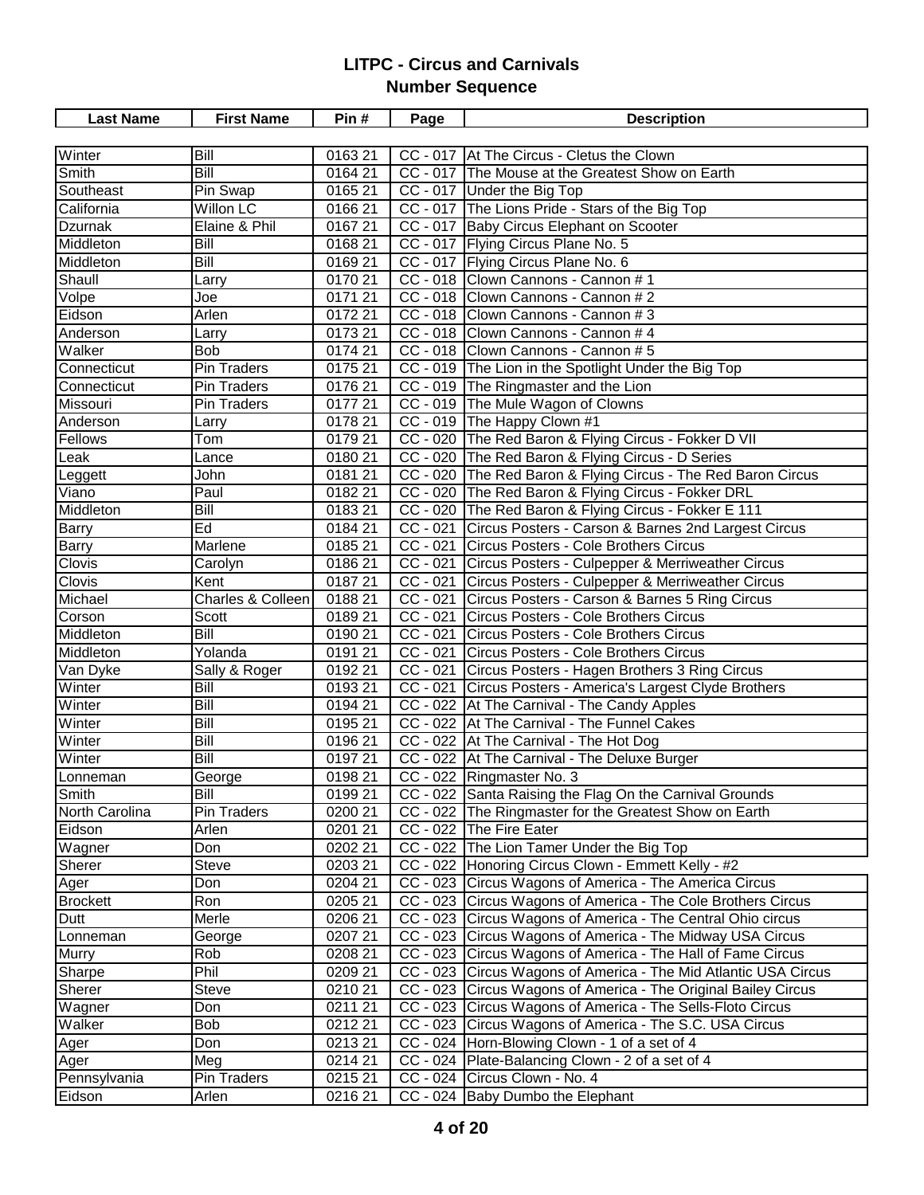# LITPC - Circus and Carnivals

## Number Sequence

| Last Name | First Name | Pin # | Page | Description |
|---|---|---|---|---|
| Winter | Bill | 0163 21 | CC - 017 | At The Circus - Cletus the Clown |
| Smith | Bill | 0164 21 | CC - 017 | The Mouse at the Greatest Show on Earth |
| Southeast | Pin Swap | 0165 21 | CC - 017 | Under the Big Top |
| California | Willon LC | 0166 21 | CC - 017 | The Lions Pride - Stars of the Big Top |
| Dzurnak | Elaine & Phil | 0167 21 | CC - 017 | Baby Circus Elephant on Scooter |
| Middleton | Bill | 0168 21 | CC - 017 | Flying Circus Plane No. 5 |
| Middleton | Bill | 0169 21 | CC - 017 | Flying Circus Plane No. 6 |
| Shaull | Larry | 0170 21 | CC - 018 | Clown Cannons - Cannon # 1 |
| Volpe | Joe | 0171 21 | CC - 018 | Clown Cannons - Cannon # 2 |
| Eidson | Arlen | 0172 21 | CC - 018 | Clown Cannons - Cannon # 3 |
| Anderson | Larry | 0173 21 | CC - 018 | Clown Cannons - Cannon # 4 |
| Walker | Bob | 0174 21 | CC - 018 | Clown Cannons - Cannon # 5 |
| Connecticut | Pin Traders | 0175 21 | CC - 019 | The Lion in the Spotlight Under the Big Top |
| Connecticut | Pin Traders | 0176 21 | CC - 019 | The Ringmaster and the Lion |
| Missouri | Pin Traders | 0177 21 | CC - 019 | The Mule Wagon of Clowns |
| Anderson | Larry | 0178 21 | CC - 019 | The Happy Clown #1 |
| Fellows | Tom | 0179 21 | CC - 020 | The Red Baron & Flying Circus - Fokker D VII |
| Leak | Lance | 0180 21 | CC - 020 | The Red Baron & Flying Circus - D Series |
| Leggett | John | 0181 21 | CC - 020 | The Red Baron & Flying Circus - The Red Baron Circus |
| Viano | Paul | 0182 21 | CC - 020 | The Red Baron & Flying Circus - Fokker DRL |
| Middleton | Bill | 0183 21 | CC - 020 | The Red Baron & Flying Circus - Fokker E 111 |
| Barry | Ed | 0184 21 | CC - 021 | Circus Posters - Carson & Barnes 2nd Largest Circus |
| Barry | Marlene | 0185 21 | CC - 021 | Circus Posters - Cole Brothers Circus |
| Clovis | Carolyn | 0186 21 | CC - 021 | Circus Posters - Culpepper & Merriweather Circus |
| Clovis | Kent | 0187 21 | CC - 021 | Circus Posters - Culpepper & Merriweather Circus |
| Michael | Charles & Colleen | 0188 21 | CC - 021 | Circus Posters - Carson & Barnes 5 Ring Circus |
| Corson | Scott | 0189 21 | CC - 021 | Circus Posters - Cole Brothers Circus |
| Middleton | Bill | 0190 21 | CC - 021 | Circus Posters - Cole Brothers Circus |
| Middleton | Yolanda | 0191 21 | CC - 021 | Circus Posters - Cole Brothers Circus |
| Van Dyke | Sally & Roger | 0192 21 | CC - 021 | Circus Posters - Hagen Brothers 3 Ring Circus |
| Winter | Bill | 0193 21 | CC - 021 | Circus Posters - America's Largest Clyde Brothers |
| Winter | Bill | 0194 21 | CC - 022 | At The Carnival - The Candy Apples |
| Winter | Bill | 0195 21 | CC - 022 | At The Carnival - The Funnel Cakes |
| Winter | Bill | 0196 21 | CC - 022 | At The Carnival - The Hot Dog |
| Winter | Bill | 0197 21 | CC - 022 | At The Carnival - The Deluxe Burger |
| Lonneman | George | 0198 21 | CC - 022 | Ringmaster No. 3 |
| Smith | Bill | 0199 21 | CC - 022 | Santa Raising the Flag On the Carnival Grounds |
| North Carolina | Pin Traders | 0200 21 | CC - 022 | The Ringmaster for the Greatest Show on Earth |
| Eidson | Arlen | 0201 21 | CC - 022 | The Fire Eater |
| Wagner | Don | 0202 21 | CC - 022 | The Lion Tamer Under the Big Top |
| Sherer | Steve | 0203 21 | CC - 022 | Honoring Circus Clown - Emmett Kelly - #2 |
| Ager | Don | 0204 21 | CC - 023 | Circus Wagons of America - The America Circus |
| Brockett | Ron | 0205 21 | CC - 023 | Circus Wagons of America - The Cole Brothers Circus |
| Dutt | Merle | 0206 21 | CC - 023 | Circus Wagons of America - The Central Ohio circus |
| Lonneman | George | 0207 21 | CC - 023 | Circus Wagons of America - The Midway USA Circus |
| Murry | Rob | 0208 21 | CC - 023 | Circus Wagons of America - The Hall of Fame Circus |
| Sharpe | Phil | 0209 21 | CC - 023 | Circus Wagons of America - The Mid Atlantic USA Circus |
| Sherer | Steve | 0210 21 | CC - 023 | Circus Wagons of America - The Original Bailey Circus |
| Wagner | Don | 0211 21 | CC - 023 | Circus Wagons of America - The Sells-Floto Circus |
| Walker | Bob | 0212 21 | CC - 023 | Circus Wagons of America - The S.C. USA Circus |
| Ager | Don | 0213 21 | CC - 024 | Horn-Blowing Clown - 1 of a set of 4 |
| Ager | Meg | 0214 21 | CC - 024 | Plate-Balancing Clown - 2 of a set of 4 |
| Pennsylvania | Pin Traders | 0215 21 | CC - 024 | Circus Clown - No. 4 |
| Eidson | Arlen | 0216 21 | CC - 024 | Baby Dumbo the Elephant |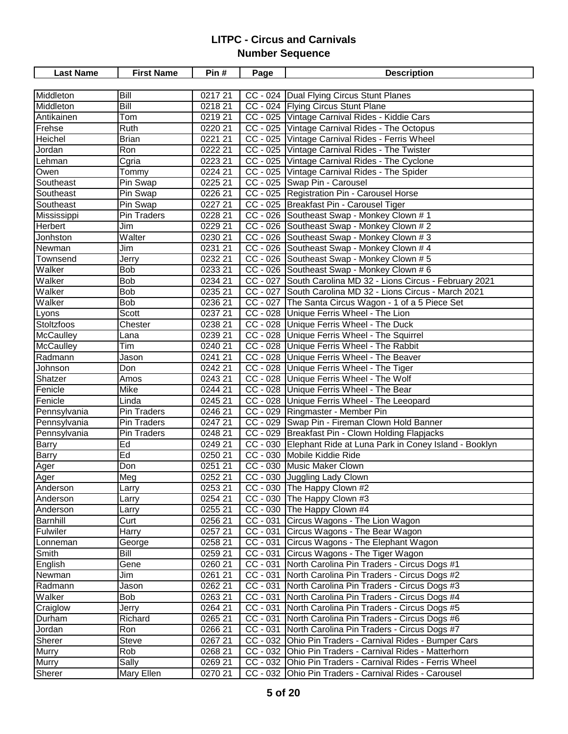# LITPC - Circus and Carnivals

## Number Sequence

| Last Name | First Name | Pin # | Page | Description |
|---|---|---|---|---|
| Middleton | Bill | 0217 21 | CC - 024 | Dual Flying Circus Stunt Planes |
| Middleton | Bill | 0218 21 | CC - 024 | Flying Circus Stunt Plane |
| Antikainen | Tom | 0219 21 | CC - 025 | Vintage Carnival Rides - Kiddie Cars |
| Frehse | Ruth | 0220 21 | CC - 025 | Vintage Carnival Rides - The Octopus |
| Heichel | Brian | 0221 21 | CC - 025 | Vintage Carnival Rides - Ferris Wheel |
| Jordan | Ron | 0222 21 | CC - 025 | Vintage Carnival Rides - The Twister |
| Lehman | Cgria | 0223 21 | CC - 025 | Vintage Carnival Rides - The Cyclone |
| Owen | Tommy | 0224 21 | CC - 025 | Vintage Carnival Rides - The Spider |
| Southeast | Pin Swap | 0225 21 | CC - 025 | Swap Pin - Carousel |
| Southeast | Pin Swap | 0226 21 | CC - 025 | Registration Pin - Carousel Horse |
| Southeast | Pin Swap | 0227 21 | CC - 025 | Breakfast Pin - Carousel Tiger |
| Mississippi | Pin Traders | 0228 21 | CC - 026 | Southeast Swap - Monkey Clown # 1 |
| Herbert | Jim | 0229 21 | CC - 026 | Southeast Swap - Monkey Clown # 2 |
| Jonhston | Walter | 0230 21 | CC - 026 | Southeast Swap - Monkey Clown # 3 |
| Newman | Jim | 0231 21 | CC - 026 | Southeast Swap - Monkey Clown # 4 |
| Townsend | Jerry | 0232 21 | CC - 026 | Southeast Swap - Monkey Clown # 5 |
| Walker | Bob | 0233 21 | CC - 026 | Southeast Swap - Monkey Clown # 6 |
| Walker | Bob | 0234 21 | CC - 027 | South Carolina MD 32 - Lions Circus - February 2021 |
| Walker | Bob | 0235 21 | CC - 027 | South Carolina MD 32 - Lions Circus - March 2021 |
| Walker | Bob | 0236 21 | CC - 027 | The Santa Circus Wagon - 1 of a 5 Piece Set |
| Lyons | Scott | 0237 21 | CC - 028 | Unique Ferris Wheel - The Lion |
| Stoltzfoos | Chester | 0238 21 | CC - 028 | Unique Ferris Wheel - The Duck |
| McCaulley | Lana | 0239 21 | CC - 028 | Unique Ferris Wheel - The Squirrel |
| McCaulley | Tim | 0240 21 | CC - 028 | Unique Ferris Wheel - The Rabbit |
| Radmann | Jason | 0241 21 | CC - 028 | Unique Ferris Wheel - The Beaver |
| Johnson | Don | 0242 21 | CC - 028 | Unique Ferris Wheel - The Tiger |
| Shatzer | Amos | 0243 21 | CC - 028 | Unique Ferris Wheel - The Wolf |
| Fenicle | Mike | 0244 21 | CC - 028 | Unique Ferris Wheel - The Bear |
| Fenicle | Linda | 0245 21 | CC - 028 | Unique Ferris Wheel - The Leeopard |
| Pennsylvania | Pin Traders | 0246 21 | CC - 029 | Ringmaster - Member Pin |
| Pennsylvania | Pin Traders | 0247 21 | CC - 029 | Swap Pin - Fireman Clown Hold Banner |
| Pennsylvania | Pin Traders | 0248 21 | CC - 029 | Breakfast Pin - Clown Holding Flapjacks |
| Barry | Ed | 0249 21 | CC - 030 | Elephant Ride at Luna Park in Coney Island - Booklyn |
| Barry | Ed | 0250 21 | CC - 030 | Mobile Kiddie Ride |
| Ager | Don | 0251 21 | CC - 030 | Music Maker Clown |
| Ager | Meg | 0252 21 | CC - 030 | Juggling Lady Clown |
| Anderson | Larry | 0253 21 | CC - 030 | The Happy Clown #2 |
| Anderson | Larry | 0254 21 | CC - 030 | The Happy Clown #3 |
| Anderson | Larry | 0255 21 | CC - 030 | The Happy Clown #4 |
| Barnhill | Curt | 0256 21 | CC - 031 | Circus Wagons - The Lion Wagon |
| Fulwiler | Harry | 0257 21 | CC - 031 | Circus Wagons - The Bear Wagon |
| Lonneman | George | 0258 21 | CC - 031 | Circus Wagons - The Elephant Wagon |
| Smith | Bill | 0259 21 | CC - 031 | Circus Wagons - The Tiger Wagon |
| English | Gene | 0260 21 | CC - 031 | North Carolina Pin Traders - Circus Dogs #1 |
| Newman | Jim | 0261 21 | CC - 031 | North Carolina Pin Traders - Circus Dogs #2 |
| Radmann | Jason | 0262 21 | CC - 031 | North Carolina Pin Traders - Circus Dogs #3 |
| Walker | Bob | 0263 21 | CC - 031 | North Carolina Pin Traders - Circus Dogs #4 |
| Craiglow | Jerry | 0264 21 | CC - 031 | North Carolina Pin Traders - Circus Dogs #5 |
| Durham | Richard | 0265 21 | CC - 031 | North Carolina Pin Traders - Circus Dogs #6 |
| Jordan | Ron | 0266 21 | CC - 031 | North Carolina Pin Traders - Circus Dogs #7 |
| Sherer | Steve | 0267 21 | CC - 032 | Ohio Pin Traders - Carnival Rides - Bumper Cars |
| Murry | Rob | 0268 21 | CC - 032 | Ohio Pin Traders - Carnival Rides - Matterhorn |
| Murry | Sally | 0269 21 | CC - 032 | Ohio Pin Traders - Carnival Rides - Ferris Wheel |
| Sherer | Mary Ellen | 0270 21 | CC - 032 | Ohio Pin Traders - Carnival Rides - Carousel |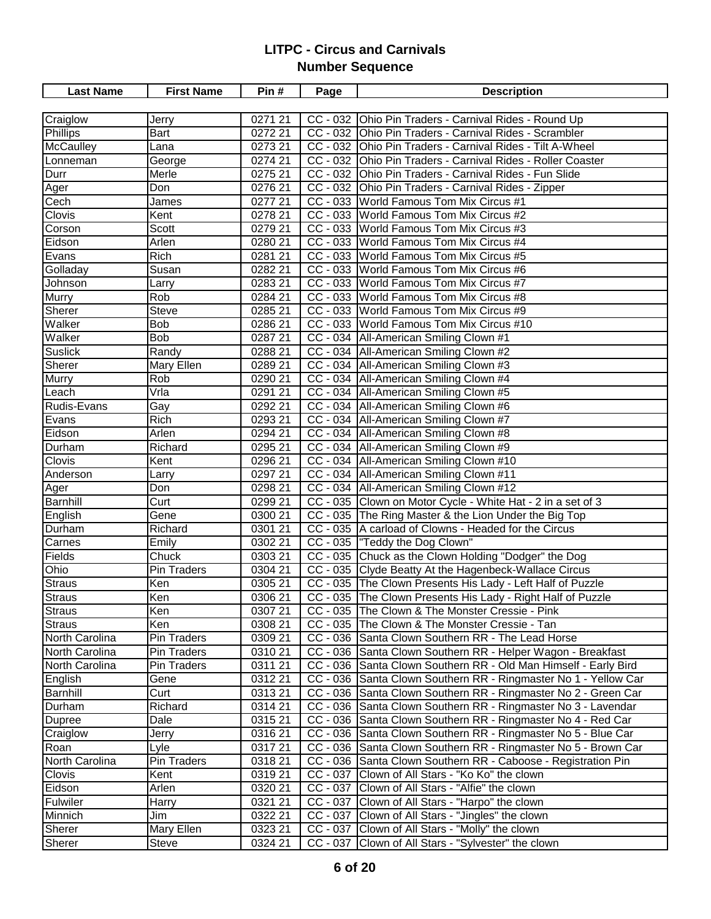# LITPC - Circus and Carnivals
## Number Sequence

| Last Name | First Name | Pin # | Page | Description |
|---|---|---|---|---|
| Craiglow | Jerry | 0271 21 | CC - 032 | Ohio Pin Traders - Carnival Rides - Round Up |
| Phillips | Bart | 0272 21 | CC - 032 | Ohio Pin Traders - Carnival Rides - Scrambler |
| McCaulley | Lana | 0273 21 | CC - 032 | Ohio Pin Traders - Carnival Rides - Tilt A-Wheel |
| Lonneman | George | 0274 21 | CC - 032 | Ohio Pin Traders - Carnival Rides - Roller Coaster |
| Durr | Merle | 0275 21 | CC - 032 | Ohio Pin Traders - Carnival Rides - Fun Slide |
| Ager | Don | 0276 21 | CC - 032 | Ohio Pin Traders - Carnival Rides - Zipper |
| Cech | James | 0277 21 | CC - 033 | World Famous Tom Mix Circus #1 |
| Clovis | Kent | 0278 21 | CC - 033 | World Famous Tom Mix Circus #2 |
| Corson | Scott | 0279 21 | CC - 033 | World Famous Tom Mix Circus #3 |
| Eidson | Arlen | 0280 21 | CC - 033 | World Famous Tom Mix Circus #4 |
| Evans | Rich | 0281 21 | CC - 033 | World Famous Tom Mix Circus #5 |
| Golladay | Susan | 0282 21 | CC - 033 | World Famous Tom Mix Circus #6 |
| Johnson | Larry | 0283 21 | CC - 033 | World Famous Tom Mix Circus #7 |
| Murry | Rob | 0284 21 | CC - 033 | World Famous Tom Mix Circus #8 |
| Sherer | Steve | 0285 21 | CC - 033 | World Famous Tom Mix Circus #9 |
| Walker | Bob | 0286 21 | CC - 033 | World Famous Tom Mix Circus #10 |
| Walker | Bob | 0287 21 | CC - 034 | All-American Smiling Clown #1 |
| Suslick | Randy | 0288 21 | CC - 034 | All-American Smiling Clown #2 |
| Sherer | Mary Ellen | 0289 21 | CC - 034 | All-American Smiling Clown #3 |
| Murry | Rob | 0290 21 | CC - 034 | All-American Smiling Clown #4 |
| Leach | Vrla | 0291 21 | CC - 034 | All-American Smiling Clown #5 |
| Rudis-Evans | Gay | 0292 21 | CC - 034 | All-American Smiling Clown #6 |
| Evans | Rich | 0293 21 | CC - 034 | All-American Smiling Clown #7 |
| Eidson | Arlen | 0294 21 | CC - 034 | All-American Smiling Clown #8 |
| Durham | Richard | 0295 21 | CC - 034 | All-American Smiling Clown #9 |
| Clovis | Kent | 0296 21 | CC - 034 | All-American Smiling Clown #10 |
| Anderson | Larry | 0297 21 | CC - 034 | All-American Smiling Clown #11 |
| Ager | Don | 0298 21 | CC - 034 | All-American Smiling Clown #12 |
| Barnhill | Curt | 0299 21 | CC - 035 | Clown on Motor Cycle - White Hat - 2 in a set of 3 |
| English | Gene | 0300 21 | CC - 035 | The Ring Master & the Lion Under the Big Top |
| Durham | Richard | 0301 21 | CC - 035 | A carload of Clowns - Headed for the Circus |
| Carnes | Emily | 0302 21 | CC - 035 | "Teddy the Dog Clown" |
| Fields | Chuck | 0303 21 | CC - 035 | Chuck as the Clown Holding "Dodger" the Dog |
| Ohio | Pin Traders | 0304 21 | CC - 035 | Clyde Beatty At the Hagenbeck-Wallace Circus |
| Straus | Ken | 0305 21 | CC - 035 | The Clown Presents His Lady - Left Half of Puzzle |
| Straus | Ken | 0306 21 | CC - 035 | The Clown Presents His Lady - Right Half of Puzzle |
| Straus | Ken | 0307 21 | CC - 035 | The Clown & The Monster Cressie - Pink |
| Straus | Ken | 0308 21 | CC - 035 | The Clown & The Monster Cressie - Tan |
| North Carolina | Pin Traders | 0309 21 | CC - 036 | Santa Clown Southern RR - The Lead Horse |
| North Carolina | Pin Traders | 0310 21 | CC - 036 | Santa Clown Southern RR - Helper Wagon - Breakfast |
| North Carolina | Pin Traders | 0311 21 | CC - 036 | Santa Clown Southern RR - Old Man Himself - Early Bird |
| English | Gene | 0312 21 | CC - 036 | Santa Clown Southern RR - Ringmaster No 1 - Yellow Car |
| Barnhill | Curt | 0313 21 | CC - 036 | Santa Clown Southern RR - Ringmaster No 2 - Green Car |
| Durham | Richard | 0314 21 | CC - 036 | Santa Clown Southern RR - Ringmaster No 3 - Lavendar |
| Dupree | Dale | 0315 21 | CC - 036 | Santa Clown Southern RR - Ringmaster No 4 - Red Car |
| Craiglow | Jerry | 0316 21 | CC - 036 | Santa Clown Southern RR - Ringmaster No 5 - Blue Car |
| Roan | Lyle | 0317 21 | CC - 036 | Santa Clown Southern RR - Ringmaster No 5 - Brown Car |
| North Carolina | Pin Traders | 0318 21 | CC - 036 | Santa Clown Southern RR - Caboose - Registration Pin |
| Clovis | Kent | 0319 21 | CC - 037 | Clown of All Stars - "Ko Ko" the clown |
| Eidson | Arlen | 0320 21 | CC - 037 | Clown of All Stars - "Alfie" the clown |
| Fulwiler | Harry | 0321 21 | CC - 037 | Clown of All Stars - "Harpo" the clown |
| Minnich | Jim | 0322 21 | CC - 037 | Clown of All Stars - "Jingles" the clown |
| Sherer | Mary Ellen | 0323 21 | CC - 037 | Clown of All Stars - "Molly" the clown |
| Sherer | Steve | 0324 21 | CC - 037 | Clown of All Stars - "Sylvester" the clown |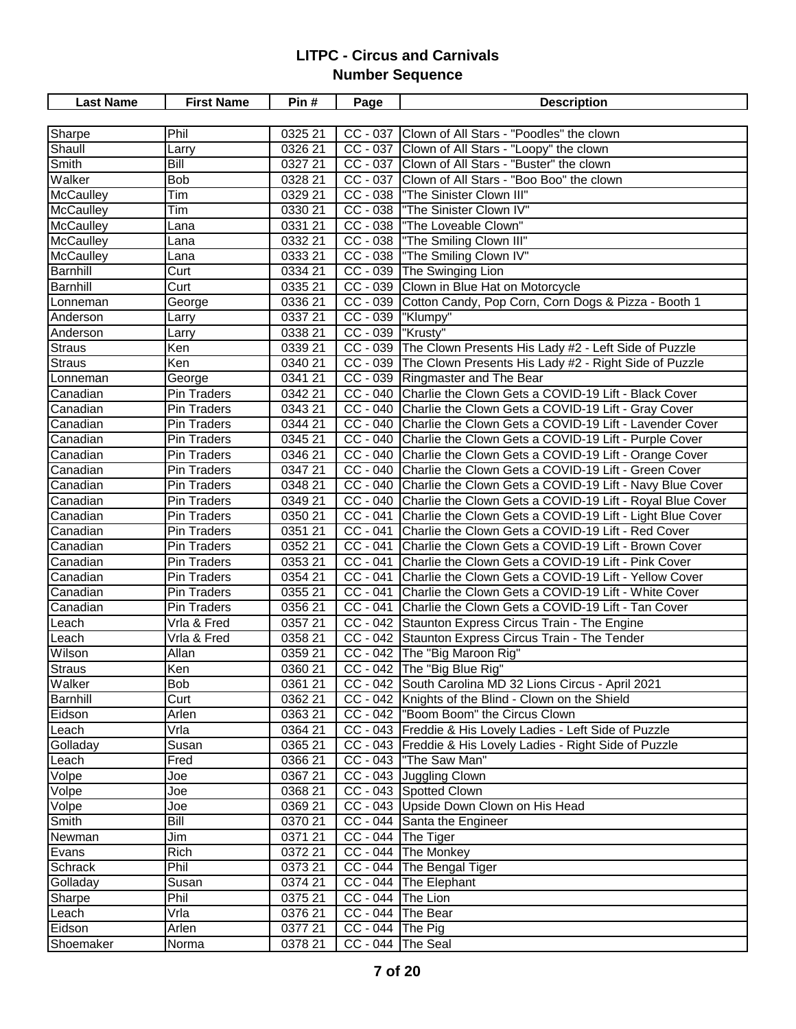## LITPC - Circus and Carnivals
## Number Sequence

| Last Name | First Name | Pin # | Page | Description |
|---|---|---|---|---|
| Sharpe | Phil | 0325 21 | CC - 037 | Clown of All Stars - "Poodles" the clown |
| Shaull | Larry | 0326 21 | CC - 037 | Clown of All Stars - "Loopy" the clown |
| Smith | Bill | 0327 21 | CC - 037 | Clown of All Stars - "Buster" the clown |
| Walker | Bob | 0328 21 | CC - 037 | Clown of All Stars - "Boo Boo" the clown |
| McCaulley | Tim | 0329 21 | CC - 038 | "The Sinister Clown III" |
| McCaulley | Tim | 0330 21 | CC - 038 | "The Sinister Clown IV" |
| McCaulley | Lana | 0331 21 | CC - 038 | "The Loveable Clown" |
| McCaulley | Lana | 0332 21 | CC - 038 | "The Smiling Clown III" |
| McCaulley | Lana | 0333 21 | CC - 038 | "The Smiling Clown IV" |
| Barnhill | Curt | 0334 21 | CC - 039 | The Swinging Lion |
| Barnhill | Curt | 0335 21 | CC - 039 | Clown in Blue Hat on Motorcycle |
| Lonneman | George | 0336 21 | CC - 039 | Cotton Candy, Pop Corn, Corn Dogs & Pizza - Booth 1 |
| Anderson | Larry | 0337 21 | CC - 039 | "Klumpy" |
| Anderson | Larry | 0338 21 | CC - 039 | "Krusty" |
| Straus | Ken | 0339 21 | CC - 039 | The Clown Presents His Lady #2 - Left Side of Puzzle |
| Straus | Ken | 0340 21 | CC - 039 | The Clown Presents His Lady #2 - Right Side of Puzzle |
| Lonneman | George | 0341 21 | CC - 039 | Ringmaster and The Bear |
| Canadian | Pin Traders | 0342 21 | CC - 040 | Charlie the Clown Gets a COVID-19 Lift - Black Cover |
| Canadian | Pin Traders | 0343 21 | CC - 040 | Charlie the Clown Gets a COVID-19 Lift - Gray Cover |
| Canadian | Pin Traders | 0344 21 | CC - 040 | Charlie the Clown Gets a COVID-19 Lift - Lavender Cover |
| Canadian | Pin Traders | 0345 21 | CC - 040 | Charlie the Clown Gets a COVID-19 Lift - Purple Cover |
| Canadian | Pin Traders | 0346 21 | CC - 040 | Charlie the Clown Gets a COVID-19 Lift - Orange Cover |
| Canadian | Pin Traders | 0347 21 | CC - 040 | Charlie the Clown Gets a COVID-19 Lift - Green Cover |
| Canadian | Pin Traders | 0348 21 | CC - 040 | Charlie the Clown Gets a COVID-19 Lift - Navy Blue Cover |
| Canadian | Pin Traders | 0349 21 | CC - 040 | Charlie the Clown Gets a COVID-19 Lift - Royal Blue Cover |
| Canadian | Pin Traders | 0350 21 | CC - 041 | Charlie the Clown Gets a COVID-19 Lift - Light Blue Cover |
| Canadian | Pin Traders | 0351 21 | CC - 041 | Charlie the Clown Gets a COVID-19 Lift - Red Cover |
| Canadian | Pin Traders | 0352 21 | CC - 041 | Charlie the Clown Gets a COVID-19 Lift - Brown Cover |
| Canadian | Pin Traders | 0353 21 | CC - 041 | Charlie the Clown Gets a COVID-19 Lift - Pink Cover |
| Canadian | Pin Traders | 0354 21 | CC - 041 | Charlie the Clown Gets a COVID-19 Lift - Yellow Cover |
| Canadian | Pin Traders | 0355 21 | CC - 041 | Charlie the Clown Gets a COVID-19 Lift - White Cover |
| Canadian | Pin Traders | 0356 21 | CC - 041 | Charlie the Clown Gets a COVID-19 Lift - Tan Cover |
| Leach | Vrla & Fred | 0357 21 | CC - 042 | Staunton Express Circus Train - The Engine |
| Leach | Vrla & Fred | 0358 21 | CC - 042 | Staunton Express Circus Train - The Tender |
| Wilson | Allan | 0359 21 | CC - 042 | The "Big Maroon Rig" |
| Straus | Ken | 0360 21 | CC - 042 | The "Big Blue Rig" |
| Walker | Bob | 0361 21 | CC - 042 | South Carolina MD 32 Lions Circus - April 2021 |
| Barnhill | Curt | 0362 21 | CC - 042 | Knights of the Blind - Clown on the Shield |
| Eidson | Arlen | 0363 21 | CC - 042 | "Boom Boom" the Circus Clown |
| Leach | Vrla | 0364 21 | CC - 043 | Freddie & His Lovely Ladies - Left Side of Puzzle |
| Golladay | Susan | 0365 21 | CC - 043 | Freddie & His Lovely Ladies - Right Side of Puzzle |
| Leach | Fred | 0366 21 | CC - 043 | "The Saw Man" |
| Volpe | Joe | 0367 21 | CC - 043 | Juggling Clown |
| Volpe | Joe | 0368 21 | CC - 043 | Spotted Clown |
| Volpe | Joe | 0369 21 | CC - 043 | Upside Down Clown on His Head |
| Smith | Bill | 0370 21 | CC - 044 | Santa the Engineer |
| Newman | Jim | 0371 21 | CC - 044 | The Tiger |
| Evans | Rich | 0372 21 | CC - 044 | The Monkey |
| Schrack | Phil | 0373 21 | CC - 044 | The Bengal Tiger |
| Golladay | Susan | 0374 21 | CC - 044 | The Elephant |
| Sharpe | Phil | 0375 21 | CC - 044 | The Lion |
| Leach | Vrla | 0376 21 | CC - 044 | The Bear |
| Eidson | Arlen | 0377 21 | CC - 044 | The Pig |
| Shoemaker | Norma | 0378 21 | CC - 044 | The Seal |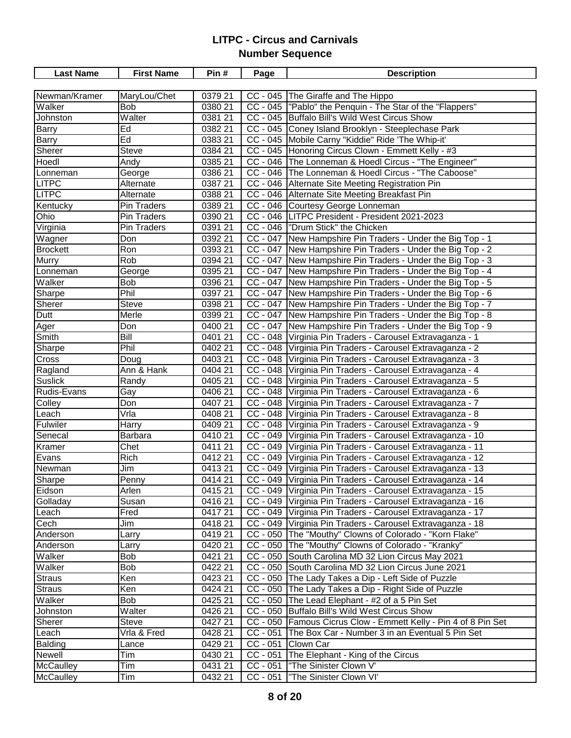# LITPC - Circus and Carnivals

## Number Sequence

| Last Name | First Name | Pin # | Page | Description |
|---|---|---|---|---|
| Newman/Kramer | MaryLou/Chet | 0379 21 | CC - 045 | The Giraffe and The Hippo |
| Walker | Bob | 0380 21 | CC - 045 | "Pablo" the Penquin - The Star of the "Flappers" |
| Johnston | Walter | 0381 21 | CC - 045 | Buffalo Bill's Wild West Circus Show |
| Barry | Ed | 0382 21 | CC - 045 | Coney Island Brooklyn - Steeplechase Park |
| Barry | Ed | 0383 21 | CC - 045 | Mobile Carny "Kiddie" Ride 'The Whip-it' |
| Sherer | Steve | 0384 21 | CC - 045 | Honoring Circus Clown - Emmett Kelly - #3 |
| Hoedl | Andy | 0385 21 | CC - 046 | The Lonneman & Hoedl Circus - "The Engineer" |
| Lonneman | George | 0386 21 | CC - 046 | The Lonneman & Hoedl Circus - "The Caboose" |
| LITPC | Alternate | 0387 21 | CC - 046 | Alternate Site Meeting Registration Pin |
| LITPC | Alternate | 0388 21 | CC - 046 | Alternate Site Meeting Breakfast Pin |
| Kentucky | Pin Traders | 0389 21 | CC - 046 | Courtesy George Lonneman |
| Ohio | Pin Traders | 0390 21 | CC - 046 | LITPC President - President 2021-2023 |
| Virginia | Pin Traders | 0391 21 | CC - 046 | "Drum Stick" the Chicken |
| Wagner | Don | 0392 21 | CC - 047 | New Hampshire Pin Traders - Under the Big Top - 1 |
| Brockett | Ron | 0393 21 | CC - 047 | New Hampshire Pin Traders - Under the Big Top - 2 |
| Murry | Rob | 0394 21 | CC - 047 | New Hampshire Pin Traders - Under the Big Top - 3 |
| Lonneman | George | 0395 21 | CC - 047 | New Hampshire Pin Traders - Under the Big Top - 4 |
| Walker | Bob | 0396 21 | CC - 047 | New Hampshire Pin Traders - Under the Big Top - 5 |
| Sharpe | Phil | 0397 21 | CC - 047 | New Hampshire Pin Traders - Under the Big Top - 6 |
| Sherer | Steve | 0398 21 | CC - 047 | New Hampshire Pin Traders - Under the Big Top - 7 |
| Dutt | Merle | 0399 21 | CC - 047 | New Hampshire Pin Traders - Under the Big Top - 8 |
| Ager | Don | 0400 21 | CC - 047 | New Hampshire Pin Traders - Under the Big Top - 9 |
| Smith | Bill | 0401 21 | CC - 048 | Virginia Pin Traders - Carousel Extravaganza - 1 |
| Sharpe | Phil | 0402 21 | CC - 048 | Virginia Pin Traders - Carousel Extravaganza - 2 |
| Cross | Doug | 0403 21 | CC - 048 | Virginia Pin Traders - Carousel Extravaganza - 3 |
| Ragland | Ann & Hank | 0404 21 | CC - 048 | Virginia Pin Traders - Carousel Extravaganza - 4 |
| Suslick | Randy | 0405 21 | CC - 048 | Virginia Pin Traders - Carousel Extravaganza - 5 |
| Rudis-Evans | Gay | 0406 21 | CC - 048 | Virginia Pin Traders - Carousel Extravaganza - 6 |
| Colley | Don | 0407 21 | CC - 048 | Virginia Pin Traders - Carousel Extravaganza - 7 |
| Leach | Vrla | 0408 21 | CC - 048 | Virginia Pin Traders - Carousel Extravaganza - 8 |
| Fulwiler | Harry | 0409 21 | CC - 048 | Virginia Pin Traders - Carousel Extravaganza - 9 |
| Senecal | Barbara | 0410 21 | CC - 049 | Virginia Pin Traders - Carousel Extravaganza - 10 |
| Kramer | Chet | 0411 21 | CC - 049 | Virginia Pin Traders - Carousel Extravaganza - 11 |
| Evans | Rich | 0412 21 | CC - 049 | Virginia Pin Traders - Carousel Extravaganza - 12 |
| Newman | Jim | 0413 21 | CC - 049 | Virginia Pin Traders - Carousel Extravaganza - 13 |
| Sharpe | Penny | 0414 21 | CC - 049 | Virginia Pin Traders - Carousel Extravaganza - 14 |
| Eidson | Arlen | 0415 21 | CC - 049 | Virginia Pin Traders - Carousel Extravaganza - 15 |
| Golladay | Susan | 0416 21 | CC - 049 | Virginia Pin Traders - Carousel Extravaganza - 16 |
| Leach | Fred | 0417 21 | CC - 049 | Virginia Pin Traders - Carousel Extravaganza - 17 |
| Cech | Jim | 0418 21 | CC - 049 | Virginia Pin Traders - Carousel Extravaganza - 18 |
| Anderson | Larry | 0419 21 | CC - 050 | The "Mouthy" Clowns of Colorado - "Korn Flake" |
| Anderson | Larry | 0420 21 | CC - 050 | The "Mouthy" Clowns of Colorado - "Kranky" |
| Walker | Bob | 0421 21 | CC - 050 | South Carolina MD 32 Lion Circus May 2021 |
| Walker | Bob | 0422 21 | CC - 050 | South Carolina MD 32 Lion Circus June 2021 |
| Straus | Ken | 0423 21 | CC - 050 | The Lady Takes a Dip - Left Side of Puzzle |
| Straus | Ken | 0424 21 | CC - 050 | The Lady Takes a Dip - Right Side of Puzzle |
| Walker | Bob | 0425 21 | CC - 050 | The Lead Elephant - #2 of a 5 Pin Set |
| Johnston | Walter | 0426 21 | CC - 050 | Buffalo Bill's Wild West Circus Show |
| Sherer | Steve | 0427 21 | CC - 050 | Famous Cicrus Clow - Emmett Kelly - Pin 4 of 8 Pin Set |
| Leach | Vrla & Fred | 0428 21 | CC - 051 | The Box Car - Number 3 in an Eventual 5 Pin Set |
| Balding | Lance | 0429 21 | CC - 051 | Clown Car |
| Newell | Tim | 0430 21 | CC - 051 | The Elephant - King of the Circus |
| McCaulley | Tim | 0431 21 | CC - 051 | "The Sinister Clown V' |
| McCaulley | Tim | 0432 21 | CC - 051 | "The Sinister Clown VI' |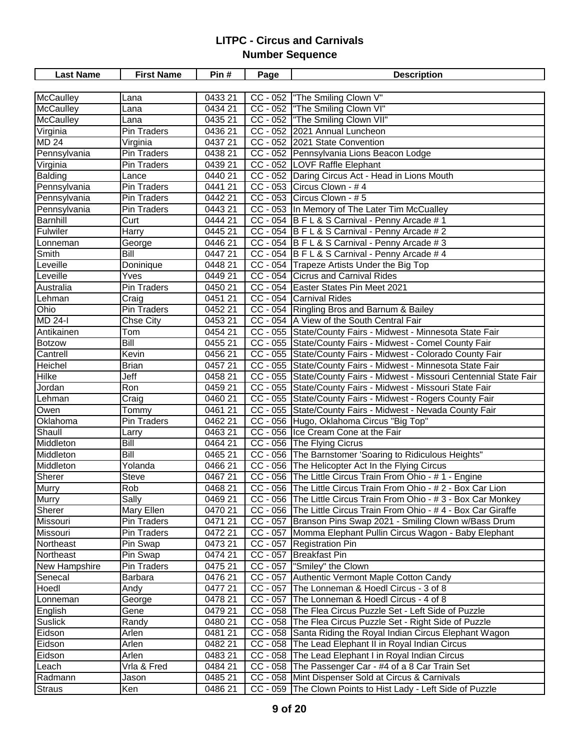# LITPC - Circus and Carnivals
## Number Sequence

| Last Name | First Name | Pin # | Page | Description |
|---|---|---|---|---|
| McCaulley | Lana | 0433 21 | CC - 052 | "The Smiling Clown V" |
| McCaulley | Lana | 0434 21 | CC - 052 | "The Smiling Clown VI" |
| McCaulley | Lana | 0435 21 | CC - 052 | "The Smiling Clown VII" |
| Virginia | Pin Traders | 0436 21 | CC - 052 | 2021 Annual Luncheon |
| MD 24 | Virginia | 0437 21 | CC - 052 | 2021 State Convention |
| Pennsylvania | Pin Traders | 0438 21 | CC - 052 | Pennsylvania Lions Beacon Lodge |
| Virginia | Pin Traders | 0439 21 | CC - 052 | LOVF Raffle Elephant |
| Balding | Lance | 0440 21 | CC - 052 | Daring Circus Act - Head in Lions Mouth |
| Pennsylvania | Pin Traders | 0441 21 | CC - 053 | Circus Clown - # 4 |
| Pennsylvania | Pin Traders | 0442 21 | CC - 053 | Circus Clown - # 5 |
| Pennsylvania | Pin Traders | 0443 21 | CC - 053 | In Memory of The Later Tim McCualley |
| Barnhill | Curt | 0444 21 | CC - 054 | B F L & S Carnival - Penny Arcade # 1 |
| Fulwiler | Harry | 0445 21 | CC - 054 | B F L & S Carnival - Penny Arcade # 2 |
| Lonneman | George | 0446 21 | CC - 054 | B F L & S Carnival - Penny Arcade # 3 |
| Smith | Bill | 0447 21 | CC - 054 | B F L & S Carnival - Penny Arcade # 4 |
| Leveille | Doninique | 0448 21 | CC - 054 | Trapeze Artists Under the Big Top |
| Leveille | Yves | 0449 21 | CC - 054 | Cicrus and Carnival Rides |
| Australia | Pin Traders | 0450 21 | CC - 054 | Easter States Pin Meet 2021 |
| Lehman | Craig | 0451 21 | CC - 054 | Carnival Rides |
| Ohio | Pin Traders | 0452 21 | CC - 054 | Ringling Bros and Barnum & Bailey |
| MD 24-I | Chse City | 0453 21 | CC - 054 | A View of the South Central Fair |
| Antikainen | Tom | 0454 21 | CC - 055 | State/County Fairs - Midwest - Minnesota State Fair |
| Botzow | Bill | 0455 21 | CC - 055 | State/County Fairs - Midwest - Comel County Fair |
| Cantrell | Kevin | 0456 21 | CC - 055 | State/County Fairs - Midwest - Colorado County Fair |
| Heichel | Brian | 0457 21 | CC - 055 | State/County Fairs - Midwest - Minnesota State Fair |
| Hilke | Jeff | 0458 21 | CC - 055 | State/County Fairs - Midwest - Missouri Centennial State Fair |
| Jordan | Ron | 0459 21 | CC - 055 | State/County Fairs - Midwest - Missouri State Fair |
| Lehman | Craig | 0460 21 | CC - 055 | State/County Fairs - Midwest - Rogers County Fair |
| Owen | Tommy | 0461 21 | CC - 055 | State/County Fairs - Midwest - Nevada County Fair |
| Oklahoma | Pin Traders | 0462 21 | CC - 056 | Hugo, Oklahoma Circus "Big Top" |
| Shaull | Larry | 0463 21 | CC - 056 | Ice Cream Cone at the Fair |
| Middleton | Bill | 0464 21 | CC - 056 | The Flying Cicrus |
| Middleton | Bill | 0465 21 | CC - 056 | The Barnstomer 'Soaring to Ridiculous Heights" |
| Middleton | Yolanda | 0466 21 | CC - 056 | The Helicopter Act In the Flying Circus |
| Sherer | Steve | 0467 21 | CC - 056 | The Little Circus Train From Ohio - # 1 - Engine |
| Murry | Rob | 0468 21 | CC - 056 | The Little Circus Train From Ohio - # 2 - Box Car Lion |
| Murry | Sally | 0469 21 | CC - 056 | The Little Circus Train From Ohio - # 3 - Box Car Monkey |
| Sherer | Mary Ellen | 0470 21 | CC - 056 | The Little Circus Train From Ohio - # 4 - Box Car Giraffe |
| Missouri | Pin Traders | 0471 21 | CC - 057 | Branson Pins Swap 2021 - Smiling Clown w/Bass Drum |
| Missouri | Pin Traders | 0472 21 | CC - 057 | Momma Elephant Pullin Circus Wagon - Baby Elephant |
| Northeast | Pin Swap | 0473 21 | CC - 057 | Registration Pin |
| Northeast | Pin Swap | 0474 21 | CC - 057 | Breakfast Pin |
| New Hampshire | Pin Traders | 0475 21 | CC - 057 | "Smiley" the Clown |
| Senecal | Barbara | 0476 21 | CC - 057 | Authentic Vermont Maple Cotton Candy |
| Hoedl | Andy | 0477 21 | CC - 057 | The Lonneman & Hoedl Circus - 3 of 8 |
| Lonneman | George | 0478 21 | CC - 057 | The Lonneman & Hoedl Circus - 4 of 8 |
| English | Gene | 0479 21 | CC - 058 | The Flea Circus Puzzle Set - Left Side of Puzzle |
| Suslick | Randy | 0480 21 | CC - 058 | The Flea Circus Puzzle Set - Right Side of Puzzle |
| Eidson | Arlen | 0481 21 | CC - 058 | Santa Riding the Royal Indian Circus Elephant Wagon |
| Eidson | Arlen | 0482 21 | CC - 058 | The Lead Elephant II in Royal Indian Circus |
| Eidson | Arlen | 0483 21 | CC - 058 | The Lead Elephant I in Royal Indian Circus |
| Leach | Vrla & Fred | 0484 21 | CC - 058 | The Passenger Car - #4 of a 8 Car Train Set |
| Radmann | Jason | 0485 21 | CC - 058 | Mint Dispenser Sold at Circus & Carnivals |
| Straus | Ken | 0486 21 | CC - 059 | The Clown Points to Hist Lady - Left Side of Puzzle |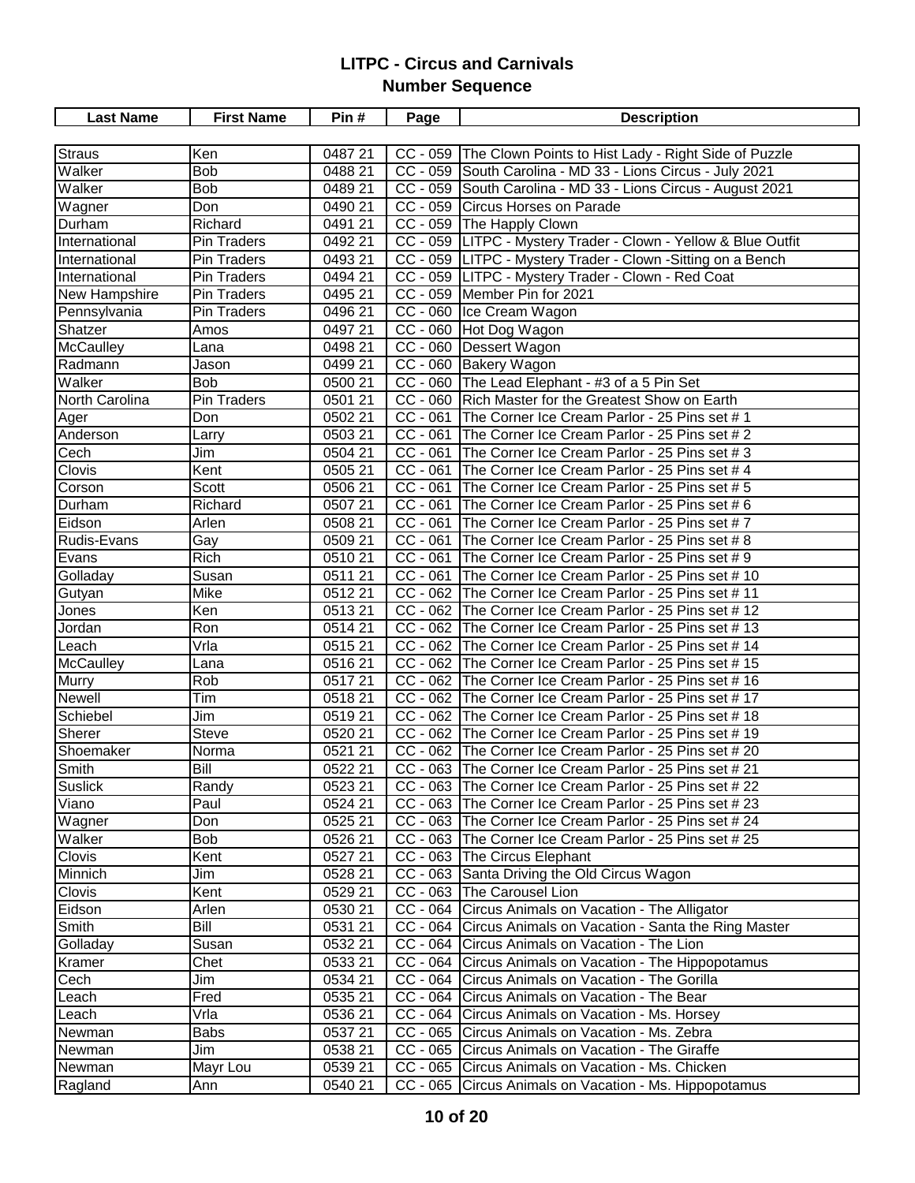# LITPC - Circus and Carnivals
## Number Sequence

| Last Name | First Name | Pin # | Page | Description |
|---|---|---|---|---|
| Straus | Ken | 0487 21 | CC - 059 | The Clown Points to Hist Lady - Right Side of Puzzle |
| Walker | Bob | 0488 21 | CC - 059 | South Carolina - MD 33 - Lions Circus - July 2021 |
| Walker | Bob | 0489 21 | CC - 059 | South Carolina - MD 33 - Lions Circus - August 2021 |
| Wagner | Don | 0490 21 | CC - 059 | Circus Horses on Parade |
| Durham | Richard | 0491 21 | CC - 059 | The Happly Clown |
| International | Pin Traders | 0492 21 | CC - 059 | LITPC - Mystery Trader - Clown - Yellow & Blue Outfit |
| International | Pin Traders | 0493 21 | CC - 059 | LITPC - Mystery Trader - Clown -Sitting on a Bench |
| International | Pin Traders | 0494 21 | CC - 059 | LITPC - Mystery Trader - Clown - Red Coat |
| New Hampshire | Pin Traders | 0495 21 | CC - 059 | Member Pin for 2021 |
| Pennsylvania | Pin Traders | 0496 21 | CC - 060 | Ice Cream Wagon |
| Shatzer | Amos | 0497 21 | CC - 060 | Hot Dog Wagon |
| McCaulley | Lana | 0498 21 | CC - 060 | Dessert Wagon |
| Radmann | Jason | 0499 21 | CC - 060 | Bakery Wagon |
| Walker | Bob | 0500 21 | CC - 060 | The Lead Elephant - #3 of a 5 Pin Set |
| North Carolina | Pin Traders | 0501 21 | CC - 060 | Rich Master for the Greatest Show on Earth |
| Ager | Don | 0502 21 | CC - 061 | The Corner Ice Cream Parlor - 25 Pins set # 1 |
| Anderson | Larry | 0503 21 | CC - 061 | The Corner Ice Cream Parlor - 25 Pins set # 2 |
| Cech | Jim | 0504 21 | CC - 061 | The Corner Ice Cream Parlor - 25 Pins set # 3 |
| Clovis | Kent | 0505 21 | CC - 061 | The Corner Ice Cream Parlor - 25 Pins set # 4 |
| Corson | Scott | 0506 21 | CC - 061 | The Corner Ice Cream Parlor - 25 Pins set # 5 |
| Durham | Richard | 0507 21 | CC - 061 | The Corner Ice Cream Parlor - 25 Pins set # 6 |
| Eidson | Arlen | 0508 21 | CC - 061 | The Corner Ice Cream Parlor - 25 Pins set # 7 |
| Rudis-Evans | Gay | 0509 21 | CC - 061 | The Corner Ice Cream Parlor - 25 Pins set # 8 |
| Evans | Rich | 0510 21 | CC - 061 | The Corner Ice Cream Parlor - 25 Pins set # 9 |
| Golladay | Susan | 0511 21 | CC - 061 | The Corner Ice Cream Parlor - 25 Pins set # 10 |
| Gutyan | Mike | 0512 21 | CC - 062 | The Corner Ice Cream Parlor - 25 Pins set # 11 |
| Jones | Ken | 0513 21 | CC - 062 | The Corner Ice Cream Parlor - 25 Pins set # 12 |
| Jordan | Ron | 0514 21 | CC - 062 | The Corner Ice Cream Parlor - 25 Pins set # 13 |
| Leach | Vrla | 0515 21 | CC - 062 | The Corner Ice Cream Parlor - 25 Pins set # 14 |
| McCaulley | Lana | 0516 21 | CC - 062 | The Corner Ice Cream Parlor - 25 Pins set # 15 |
| Murry | Rob | 0517 21 | CC - 062 | The Corner Ice Cream Parlor - 25 Pins set # 16 |
| Newell | Tim | 0518 21 | CC - 062 | The Corner Ice Cream Parlor - 25 Pins set # 17 |
| Schiebel | Jim | 0519 21 | CC - 062 | The Corner Ice Cream Parlor - 25 Pins set # 18 |
| Sherer | Steve | 0520 21 | CC - 062 | The Corner Ice Cream Parlor - 25 Pins set # 19 |
| Shoemaker | Norma | 0521 21 | CC - 062 | The Corner Ice Cream Parlor - 25 Pins set # 20 |
| Smith | Bill | 0522 21 | CC - 063 | The Corner Ice Cream Parlor - 25 Pins set # 21 |
| Suslick | Randy | 0523 21 | CC - 063 | The Corner Ice Cream Parlor - 25 Pins set # 22 |
| Viano | Paul | 0524 21 | CC - 063 | The Corner Ice Cream Parlor - 25 Pins set # 23 |
| Wagner | Don | 0525 21 | CC - 063 | The Corner Ice Cream Parlor - 25 Pins set # 24 |
| Walker | Bob | 0526 21 | CC - 063 | The Corner Ice Cream Parlor - 25 Pins set # 25 |
| Clovis | Kent | 0527 21 | CC - 063 | The Circus Elephant |
| Minnich | Jim | 0528 21 | CC - 063 | Santa Driving the Old Circus Wagon |
| Clovis | Kent | 0529 21 | CC - 063 | The Carousel Lion |
| Eidson | Arlen | 0530 21 | CC - 064 | Circus Animals on Vacation - The Alligator |
| Smith | Bill | 0531 21 | CC - 064 | Circus Animals on Vacation - Santa the Ring Master |
| Golladay | Susan | 0532 21 | CC - 064 | Circus Animals on Vacation - The Lion |
| Kramer | Chet | 0533 21 | CC - 064 | Circus Animals on Vacation - The Hippopotamus |
| Cech | Jim | 0534 21 | CC - 064 | Circus Animals on Vacation - The Gorilla |
| Leach | Fred | 0535 21 | CC - 064 | Circus Animals on Vacation - The Bear |
| Leach | Vrla | 0536 21 | CC - 064 | Circus Animals on Vacation - Ms. Horsey |
| Newman | Babs | 0537 21 | CC - 065 | Circus Animals on Vacation - Ms. Zebra |
| Newman | Jim | 0538 21 | CC - 065 | Circus Animals on Vacation - The Giraffe |
| Newman | Mayr Lou | 0539 21 | CC - 065 | Circus Animals on Vacation - Ms. Chicken |
| Ragland | Ann | 0540 21 | CC - 065 | Circus Animals on Vacation - Ms. Hippopotamus |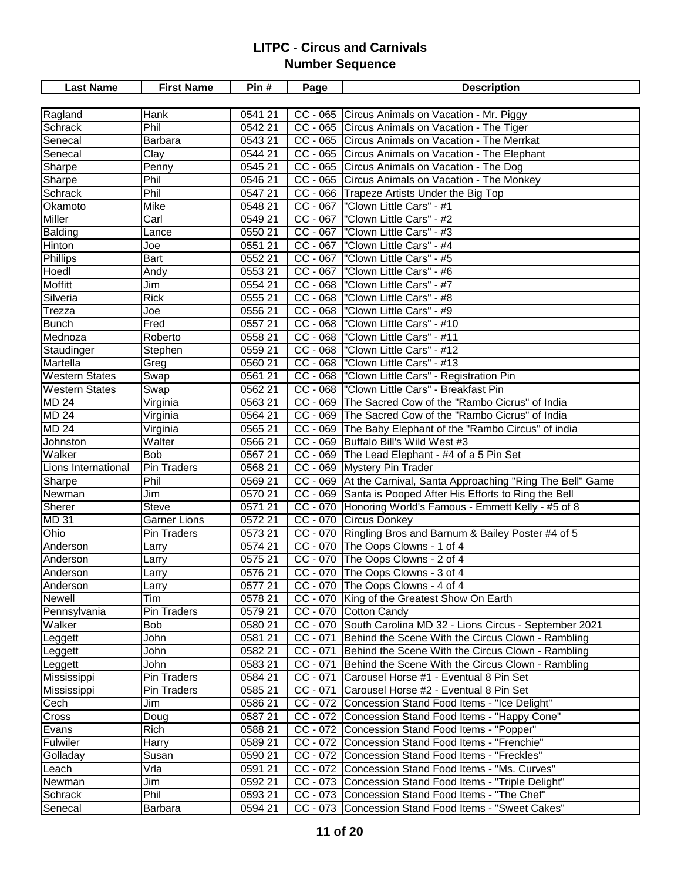# LITPC - Circus and Carnivals
## Number Sequence

| Last Name | First Name | Pin # | Page | Description |
|---|---|---|---|---|
| Ragland | Hank | 0541 21 | CC - 065 | Circus Animals on Vacation - Mr. Piggy |
| Schrack | Phil | 0542 21 | CC - 065 | Circus Animals on Vacation - The Tiger |
| Senecal | Barbara | 0543 21 | CC - 065 | Circus Animals on Vacation - The Merrkat |
| Senecal | Clay | 0544 21 | CC - 065 | Circus Animals on Vacation - The Elephant |
| Sharpe | Penny | 0545 21 | CC - 065 | Circus Animals on Vacation - The Dog |
| Sharpe | Phil | 0546 21 | CC - 065 | Circus Animals on Vacation - The Monkey |
| Schrack | Phil | 0547 21 | CC - 066 | Trapeze Artists Under the Big Top |
| Okamoto | Mike | 0548 21 | CC - 067 | "Clown Little Cars" - #1 |
| Miller | Carl | 0549 21 | CC - 067 | "Clown Little Cars" - #2 |
| Balding | Lance | 0550 21 | CC - 067 | "Clown Little Cars" - #3 |
| Hinton | Joe | 0551 21 | CC - 067 | "Clown Little Cars" - #4 |
| Phillips | Bart | 0552 21 | CC - 067 | "Clown Little Cars" - #5 |
| Hoedl | Andy | 0553 21 | CC - 067 | "Clown Little Cars" - #6 |
| Moffitt | Jim | 0554 21 | CC - 068 | "Clown Little Cars" - #7 |
| Silveria | Rick | 0555 21 | CC - 068 | "Clown Little Cars" - #8 |
| Trezza | Joe | 0556 21 | CC - 068 | "Clown Little Cars" - #9 |
| Bunch | Fred | 0557 21 | CC - 068 | "Clown Little Cars" - #10 |
| Mednoza | Roberto | 0558 21 | CC - 068 | "Clown Little Cars" - #11 |
| Staudinger | Stephen | 0559 21 | CC - 068 | "Clown Little Cars" - #12 |
| Martella | Greg | 0560 21 | CC - 068 | "Clown Little Cars" - #13 |
| Western States | Swap | 0561 21 | CC - 068 | "Clown Little Cars" - Registration Pin |
| Western States | Swap | 0562 21 | CC - 068 | "Clown Little Cars" - Breakfast Pin |
| MD 24 | Virginia | 0563 21 | CC - 069 | The Sacred Cow of the "Rambo Cicrus" of India |
| MD 24 | Virginia | 0564 21 | CC - 069 | The Sacred Cow of the "Rambo Cicrus" of India |
| MD 24 | Virginia | 0565 21 | CC - 069 | The Baby Elephant of the "Rambo Circus" of india |
| Johnston | Walter | 0566 21 | CC - 069 | Buffalo Bill's Wild West #3 |
| Walker | Bob | 0567 21 | CC - 069 | The Lead Elephant - #4 of a 5 Pin Set |
| Lions International | Pin Traders | 0568 21 | CC - 069 | Mystery Pin Trader |
| Sharpe | Phil | 0569 21 | CC - 069 | At the Carnival, Santa Approaching "Ring The Bell" Game |
| Newman | Jim | 0570 21 | CC - 069 | Santa is Pooped After His Efforts to Ring the Bell |
| Sherer | Steve | 0571 21 | CC - 070 | Honoring World's Famous - Emmett Kelly - #5 of 8 |
| MD 31 | Garner Lions | 0572 21 | CC - 070 | Circus Donkey |
| Ohio | Pin Traders | 0573 21 | CC - 070 | Ringling Bros and Barnum & Bailey Poster #4 of 5 |
| Anderson | Larry | 0574 21 | CC - 070 | The Oops Clowns - 1 of 4 |
| Anderson | Larry | 0575 21 | CC - 070 | The Oops Clowns - 2 of 4 |
| Anderson | Larry | 0576 21 | CC - 070 | The Oops Clowns - 3 of 4 |
| Anderson | Larry | 0577 21 | CC - 070 | The Oops Clowns - 4 of 4 |
| Newell | Tim | 0578 21 | CC - 070 | King of the Greatest Show On Earth |
| Pennsylvania | Pin Traders | 0579 21 | CC - 070 | Cotton Candy |
| Walker | Bob | 0580 21 | CC - 070 | South Carolina MD 32 - Lions Circus - September 2021 |
| Leggett | John | 0581 21 | CC - 071 | Behind the Scene With the Circus Clown - Rambling |
| Leggett | John | 0582 21 | CC - 071 | Behind the Scene With the Circus Clown - Rambling |
| Leggett | John | 0583 21 | CC - 071 | Behind the Scene With the Circus Clown - Rambling |
| Mississippi | Pin Traders | 0584 21 | CC - 071 | Carousel Horse #1 - Eventual 8 Pin Set |
| Mississippi | Pin Traders | 0585 21 | CC - 071 | Carousel Horse #2 - Eventual 8 Pin Set |
| Cech | Jim | 0586 21 | CC - 072 | Concession Stand Food Items - "Ice Delight" |
| Cross | Doug | 0587 21 | CC - 072 | Concession Stand Food Items - "Happy Cone" |
| Evans | Rich | 0588 21 | CC - 072 | Concession Stand Food Items - "Popper" |
| Fulwiler | Harry | 0589 21 | CC - 072 | Concession Stand Food Items - "Frenchie" |
| Golladay | Susan | 0590 21 | CC - 072 | Concession Stand Food Items - "Freckles" |
| Leach | Vrla | 0591 21 | CC - 072 | Concession Stand Food Items - "Ms. Curves" |
| Newman | Jim | 0592 21 | CC - 073 | Concession Stand Food Items - "Triple Delight" |
| Schrack | Phil | 0593 21 | CC - 073 | Concession Stand Food Items - "The Chef" |
| Senecal | Barbara | 0594 21 | CC - 073 | Concession Stand Food Items - "Sweet Cakes" |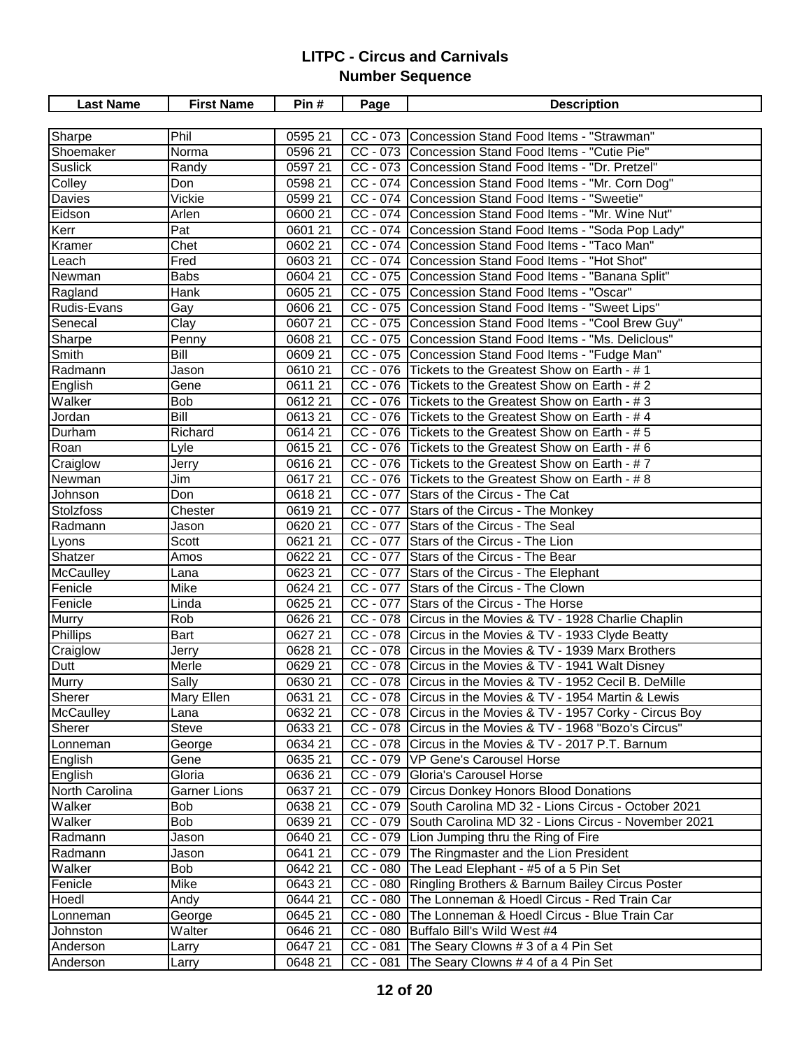# LITPC - Circus and Carnivals
## Number Sequence

| Last Name | First Name | Pin # | Page | Description |
|---|---|---|---|---|
| Sharpe | Phil | 0595 21 | CC - 073 | Concession Stand Food Items - "Strawman" |
| Shoemaker | Norma | 0596 21 | CC - 073 | Concession Stand Food Items - "Cutie Pie" |
| Suslick | Randy | 0597 21 | CC - 073 | Concession Stand Food Items - "Dr. Pretzel" |
| Colley | Don | 0598 21 | CC - 074 | Concession Stand Food Items - "Mr. Corn Dog" |
| Davies | Vickie | 0599 21 | CC - 074 | Concession Stand Food Items - "Sweetie" |
| Eidson | Arlen | 0600 21 | CC - 074 | Concession Stand Food Items - "Mr. Wine Nut" |
| Kerr | Pat | 0601 21 | CC - 074 | Concession Stand Food Items - "Soda Pop Lady" |
| Kramer | Chet | 0602 21 | CC - 074 | Concession Stand Food Items - "Taco Man" |
| Leach | Fred | 0603 21 | CC - 074 | Concession Stand Food Items - "Hot Shot" |
| Newman | Babs | 0604 21 | CC - 075 | Concession Stand Food Items - "Banana Split" |
| Ragland | Hank | 0605 21 | CC - 075 | Concession Stand Food Items - "Oscar" |
| Rudis-Evans | Gay | 0606 21 | CC - 075 | Concession Stand Food Items - "Sweet Lips" |
| Senecal | Clay | 0607 21 | CC - 075 | Concession Stand Food Items - "Cool Brew Guy" |
| Sharpe | Penny | 0608 21 | CC - 075 | Concession Stand Food Items - "Ms. Delicious" |
| Smith | Bill | 0609 21 | CC - 075 | Concession Stand Food Items - "Fudge Man" |
| Radmann | Jason | 0610 21 | CC - 076 | Tickets to the Greatest Show on Earth - # 1 |
| English | Gene | 0611 21 | CC - 076 | Tickets to the Greatest Show on Earth - # 2 |
| Walker | Bob | 0612 21 | CC - 076 | Tickets to the Greatest Show on Earth - # 3 |
| Jordan | Bill | 0613 21 | CC - 076 | Tickets to the Greatest Show on Earth - # 4 |
| Durham | Richard | 0614 21 | CC - 076 | Tickets to the Greatest Show on Earth - # 5 |
| Roan | Lyle | 0615 21 | CC - 076 | Tickets to the Greatest Show on Earth - # 6 |
| Craiglow | Jerry | 0616 21 | CC - 076 | Tickets to the Greatest Show on Earth - # 7 |
| Newman | Jim | 0617 21 | CC - 076 | Tickets to the Greatest Show on Earth - # 8 |
| Johnson | Don | 0618 21 | CC - 077 | Stars of the Circus - The Cat |
| Stolzfoss | Chester | 0619 21 | CC - 077 | Stars of the Circus - The Monkey |
| Radmann | Jason | 0620 21 | CC - 077 | Stars of the Circus - The Seal |
| Lyons | Scott | 0621 21 | CC - 077 | Stars of the Circus - The Lion |
| Shatzer | Amos | 0622 21 | CC - 077 | Stars of the Circus - The Bear |
| McCaulley | Lana | 0623 21 | CC - 077 | Stars of the Circus - The Elephant |
| Fenicle | Mike | 0624 21 | CC - 077 | Stars of the Circus - The Clown |
| Fenicle | Linda | 0625 21 | CC - 077 | Stars of the Circus - The Horse |
| Murry | Rob | 0626 21 | CC - 078 | Circus in the Movies & TV - 1928 Charlie Chaplin |
| Phillips | Bart | 0627 21 | CC - 078 | Circus in the Movies & TV - 1933 Clyde Beatty |
| Craiglow | Jerry | 0628 21 | CC - 078 | Circus in the Movies & TV - 1939 Marx Brothers |
| Dutt | Merle | 0629 21 | CC - 078 | Circus in the Movies & TV - 1941 Walt Disney |
| Murry | Sally | 0630 21 | CC - 078 | Circus in the Movies & TV - 1952 Cecil B. DeMille |
| Sherer | Mary Ellen | 0631 21 | CC - 078 | Circus in the Movies & TV - 1954 Martin & Lewis |
| McCaulley | Lana | 0632 21 | CC - 078 | Circus in the Movies & TV - 1957 Corky - Circus Boy |
| Sherer | Steve | 0633 21 | CC - 078 | Circus in the Movies & TV - 1968 "Bozo's Circus" |
| Lonneman | George | 0634 21 | CC - 078 | Circus in the Movies & TV - 2017 P.T. Barnum |
| English | Gene | 0635 21 | CC - 079 | VP Gene's Carousel Horse |
| English | Gloria | 0636 21 | CC - 079 | Gloria's Carousel Horse |
| North Carolina | Garner Lions | 0637 21 | CC - 079 | Circus Donkey Honors Blood Donations |
| Walker | Bob | 0638 21 | CC - 079 | South Carolina MD 32 - Lions Circus - October 2021 |
| Walker | Bob | 0639 21 | CC - 079 | South Carolina MD 32 - Lions Circus - November 2021 |
| Radmann | Jason | 0640 21 | CC - 079 | Lion Jumping thru the Ring of Fire |
| Radmann | Jason | 0641 21 | CC - 079 | The Ringmaster and the Lion President |
| Walker | Bob | 0642 21 | CC - 080 | The Lead Elephant - #5 of a 5 Pin Set |
| Fenicle | Mike | 0643 21 | CC - 080 | Ringling Brothers & Barnum Bailey Circus Poster |
| Hoedl | Andy | 0644 21 | CC - 080 | The Lonneman & Hoedl Circus - Red Train Car |
| Lonneman | George | 0645 21 | CC - 080 | The Lonneman & Hoedl Circus - Blue Train Car |
| Johnston | Walter | 0646 21 | CC - 080 | Buffalo Bill's Wild West #4 |
| Anderson | Larry | 0647 21 | CC - 081 | The Seary Clowns # 3 of a 4 Pin Set |
| Anderson | Larry | 0648 21 | CC - 081 | The Seary Clowns # 4 of a 4 Pin Set |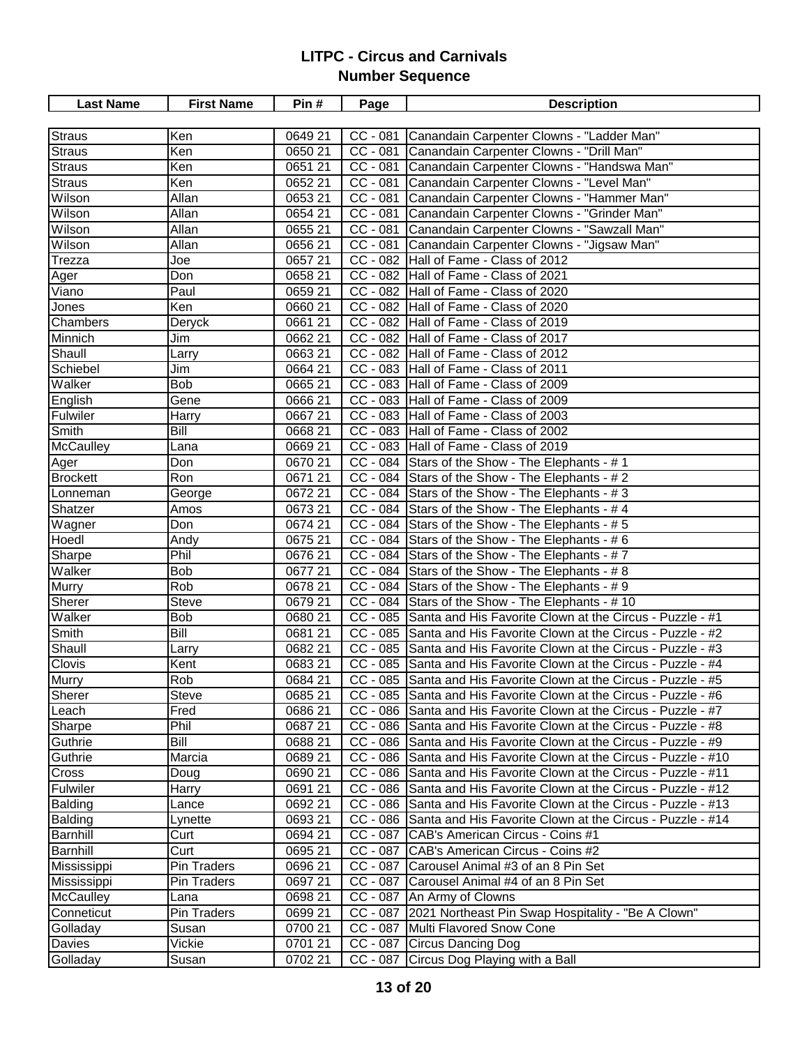# LITPC - Circus and Carnivals
## Number Sequence

| Last Name | First Name | Pin # | Page | Description |
|---|---|---|---|---|
| Straus | Ken | 0649 21 | CC - 081 | Canandain Carpenter Clowns - "Ladder Man" |
| Straus | Ken | 0650 21 | CC - 081 | Canandain Carpenter Clowns - "Drill Man" |
| Straus | Ken | 0651 21 | CC - 081 | Canandain Carpenter Clowns - "Handswa Man" |
| Straus | Ken | 0652 21 | CC - 081 | Canandain Carpenter Clowns - "Level Man" |
| Wilson | Allan | 0653 21 | CC - 081 | Canandain Carpenter Clowns - "Hammer Man" |
| Wilson | Allan | 0654 21 | CC - 081 | Canandain Carpenter Clowns - "Grinder Man" |
| Wilson | Allan | 0655 21 | CC - 081 | Canandain Carpenter Clowns - "Sawzall Man" |
| Wilson | Allan | 0656 21 | CC - 081 | Canandain Carpenter Clowns - "Jigsaw Man" |
| Trezza | Joe | 0657 21 | CC - 082 | Hall of Fame - Class of 2012 |
| Ager | Don | 0658 21 | CC - 082 | Hall of Fame - Class of 2021 |
| Viano | Paul | 0659 21 | CC - 082 | Hall of Fame - Class of 2020 |
| Jones | Ken | 0660 21 | CC - 082 | Hall of Fame - Class of 2020 |
| Chambers | Deryck | 0661 21 | CC - 082 | Hall of Fame - Class of 2019 |
| Minnich | Jim | 0662 21 | CC - 082 | Hall of Fame - Class of 2017 |
| Shaull | Larry | 0663 21 | CC - 082 | Hall of Fame - Class of 2012 |
| Schiebel | Jim | 0664 21 | CC - 083 | Hall of Fame - Class of 2011 |
| Walker | Bob | 0665 21 | CC - 083 | Hall of Fame - Class of 2009 |
| English | Gene | 0666 21 | CC - 083 | Hall of Fame - Class of 2009 |
| Fulwiler | Harry | 0667 21 | CC - 083 | Hall of Fame - Class of 2003 |
| Smith | Bill | 0668 21 | CC - 083 | Hall of Fame - Class of 2002 |
| McCaulley | Lana | 0669 21 | CC - 083 | Hall of Fame - Class of 2019 |
| Ager | Don | 0670 21 | CC - 084 | Stars of the Show - The Elephants - # 1 |
| Brockett | Ron | 0671 21 | CC - 084 | Stars of the Show - The Elephants - # 2 |
| Lonneman | George | 0672 21 | CC - 084 | Stars of the Show - The Elephants - # 3 |
| Shatzer | Amos | 0673 21 | CC - 084 | Stars of the Show - The Elephants - # 4 |
| Wagner | Don | 0674 21 | CC - 084 | Stars of the Show - The Elephants - # 5 |
| Hoedl | Andy | 0675 21 | CC - 084 | Stars of the Show - The Elephants - # 6 |
| Sharpe | Phil | 0676 21 | CC - 084 | Stars of the Show - The Elephants - # 7 |
| Walker | Bob | 0677 21 | CC - 084 | Stars of the Show - The Elephants - # 8 |
| Murry | Rob | 0678 21 | CC - 084 | Stars of the Show - The Elephants - # 9 |
| Sherer | Steve | 0679 21 | CC - 084 | Stars of the Show - The Elephants - # 10 |
| Walker | Bob | 0680 21 | CC - 085 | Santa and His Favorite Clown at the Circus - Puzzle - #1 |
| Smith | Bill | 0681 21 | CC - 085 | Santa and His Favorite Clown at the Circus - Puzzle - #2 |
| Shaull | Larry | 0682 21 | CC - 085 | Santa and His Favorite Clown at the Circus - Puzzle - #3 |
| Clovis | Kent | 0683 21 | CC - 085 | Santa and His Favorite Clown at the Circus - Puzzle - #4 |
| Murry | Rob | 0684 21 | CC - 085 | Santa and His Favorite Clown at the Circus - Puzzle - #5 |
| Sherer | Steve | 0685 21 | CC - 085 | Santa and His Favorite Clown at the Circus - Puzzle - #6 |
| Leach | Fred | 0686 21 | CC - 086 | Santa and His Favorite Clown at the Circus - Puzzle - #7 |
| Sharpe | Phil | 0687 21 | CC - 086 | Santa and His Favorite Clown at the Circus - Puzzle - #8 |
| Guthrie | Bill | 0688 21 | CC - 086 | Santa and His Favorite Clown at the Circus - Puzzle - #9 |
| Guthrie | Marcia | 0689 21 | CC - 086 | Santa and His Favorite Clown at the Circus - Puzzle - #10 |
| Cross | Doug | 0690 21 | CC - 086 | Santa and His Favorite Clown at the Circus - Puzzle - #11 |
| Fulwiler | Harry | 0691 21 | CC - 086 | Santa and His Favorite Clown at the Circus - Puzzle - #12 |
| Balding | Lance | 0692 21 | CC - 086 | Santa and His Favorite Clown at the Circus - Puzzle - #13 |
| Balding | Lynette | 0693 21 | CC - 086 | Santa and His Favorite Clown at the Circus - Puzzle - #14 |
| Barnhill | Curt | 0694 21 | CC - 087 | CAB's American Circus - Coins #1 |
| Barnhill | Curt | 0695 21 | CC - 087 | CAB's American Circus - Coins #2 |
| Mississippi | Pin Traders | 0696 21 | CC - 087 | Carousel Animal #3 of an 8 Pin Set |
| Mississippi | Pin Traders | 0697 21 | CC - 087 | Carousel Animal #4 of an 8 Pin Set |
| McCaulley | Lana | 0698 21 | CC - 087 | An Army of Clowns |
| Conneticut | Pin Traders | 0699 21 | CC - 087 | 2021 Northeast Pin Swap Hospitality - "Be A Clown" |
| Golladay | Susan | 0700 21 | CC - 087 | Multi Flavored Snow Cone |
| Davies | Vickie | 0701 21 | CC - 087 | Circus Dancing Dog |
| Golladay | Susan | 0702 21 | CC - 087 | Circus Dog Playing with a Ball |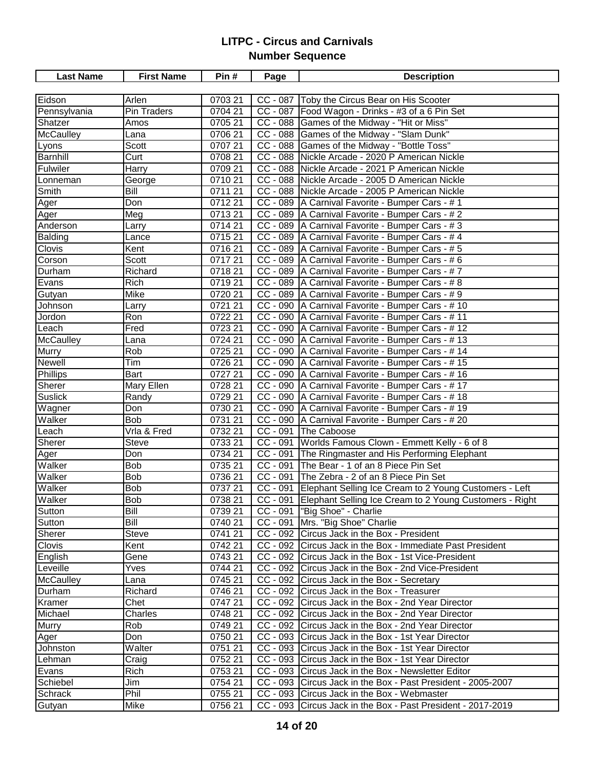# LITPC - Circus and Carnivals
## Number Sequence

| Last Name | First Name | Pin # | Page | Description |
|---|---|---|---|---|
| Eidson | Arlen | 0703 21 | CC - 087 | Toby the Circus Bear on His Scooter |
| Pennsylvania | Pin Traders | 0704 21 | CC - 087 | Food Wagon - Drinks - #3 of a 6 Pin Set |
| Shatzer | Amos | 0705 21 | CC - 088 | Games of the Midway - "Hit or Miss" |
| McCaulley | Lana | 0706 21 | CC - 088 | Games of the Midway - "Slam Dunk" |
| Lyons | Scott | 0707 21 | CC - 088 | Games of the Midway - "Bottle Toss" |
| Barnhill | Curt | 0708 21 | CC - 088 | Nickle Arcade - 2020 P American Nickle |
| Fulwiler | Harry | 0709 21 | CC - 088 | Nickle Arcade - 2021 P American Nickle |
| Lonneman | George | 0710 21 | CC - 088 | Nickle Arcade - 2005 D American Nickle |
| Smith | Bill | 0711 21 | CC - 088 | Nickle Arcade - 2005 P American Nickle |
| Ager | Don | 0712 21 | CC - 089 | A Carnival Favorite - Bumper Cars - # 1 |
| Ager | Meg | 0713 21 | CC - 089 | A Carnival Favorite - Bumper Cars - # 2 |
| Anderson | Larry | 0714 21 | CC - 089 | A Carnival Favorite - Bumper Cars - # 3 |
| Balding | Lance | 0715 21 | CC - 089 | A Carnival Favorite - Bumper Cars - # 4 |
| Clovis | Kent | 0716 21 | CC - 089 | A Carnival Favorite - Bumper Cars - # 5 |
| Corson | Scott | 0717 21 | CC - 089 | A Carnival Favorite - Bumper Cars - # 6 |
| Durham | Richard | 0718 21 | CC - 089 | A Carnival Favorite - Bumper Cars - # 7 |
| Evans | Rich | 0719 21 | CC - 089 | A Carnival Favorite - Bumper Cars - # 8 |
| Gutyan | Mike | 0720 21 | CC - 089 | A Carnival Favorite - Bumper Cars - # 9 |
| Johnson | Larry | 0721 21 | CC - 090 | A Carnival Favorite - Bumper Cars - # 10 |
| Jordon | Ron | 0722 21 | CC - 090 | A Carnival Favorite - Bumper Cars - # 11 |
| Leach | Fred | 0723 21 | CC - 090 | A Carnival Favorite - Bumper Cars - # 12 |
| McCaulley | Lana | 0724 21 | CC - 090 | A Carnival Favorite - Bumper Cars - # 13 |
| Murry | Rob | 0725 21 | CC - 090 | A Carnival Favorite - Bumper Cars - # 14 |
| Newell | Tim | 0726 21 | CC - 090 | A Carnival Favorite - Bumper Cars - # 15 |
| Phillips | Bart | 0727 21 | CC - 090 | A Carnival Favorite - Bumper Cars - # 16 |
| Sherer | Mary Ellen | 0728 21 | CC - 090 | A Carnival Favorite - Bumper Cars - # 17 |
| Suslick | Randy | 0729 21 | CC - 090 | A Carnival Favorite - Bumper Cars - # 18 |
| Wagner | Don | 0730 21 | CC - 090 | A Carnival Favorite - Bumper Cars - # 19 |
| Walker | Bob | 0731 21 | CC - 090 | A Carnival Favorite - Bumper Cars - # 20 |
| Leach | Vrla & Fred | 0732 21 | CC - 091 | The Caboose |
| Sherer | Steve | 0733 21 | CC - 091 | Worlds Famous Clown - Emmett Kelly - 6 of 8 |
| Ager | Don | 0734 21 | CC - 091 | The Ringmaster and His Performing Elephant |
| Walker | Bob | 0735 21 | CC - 091 | The Bear - 1 of an 8 Piece Pin Set |
| Walker | Bob | 0736 21 | CC - 091 | The Zebra - 2 of an 8 Piece Pin Set |
| Walker | Bob | 0737 21 | CC - 091 | Elephant Selling Ice Cream to 2 Young Customers - Left |
| Walker | Bob | 0738 21 | CC - 091 | Elephant Selling Ice Cream to 2 Young Customers - Right |
| Sutton | Bill | 0739 21 | CC - 091 | "Big Shoe" - Charlie |
| Sutton | Bill | 0740 21 | CC - 091 | Mrs. "Big Shoe" Charlie |
| Sherer | Steve | 0741 21 | CC - 092 | Circus Jack in the Box - President |
| Clovis | Kent | 0742 21 | CC - 092 | Circus Jack in the Box - Immediate Past President |
| English | Gene | 0743 21 | CC - 092 | Circus Jack in the Box - 1st Vice-President |
| Leveille | Yves | 0744 21 | CC - 092 | Circus Jack in the Box - 2nd Vice-President |
| McCaulley | Lana | 0745 21 | CC - 092 | Circus Jack in the Box - Secretary |
| Durham | Richard | 0746 21 | CC - 092 | Circus Jack in the Box - Treasurer |
| Kramer | Chet | 0747 21 | CC - 092 | Circus Jack in the Box - 2nd Year Director |
| Michael | Charles | 0748 21 | CC - 092 | Circus Jack in the Box - 2nd Year Director |
| Murry | Rob | 0749 21 | CC - 092 | Circus Jack in the Box - 2nd Year Director |
| Ager | Don | 0750 21 | CC - 093 | Circus Jack in the Box - 1st Year Director |
| Johnston | Walter | 0751 21 | CC - 093 | Circus Jack in the Box - 1st Year Director |
| Lehman | Craig | 0752 21 | CC - 093 | Circus Jack in the Box - 1st Year Director |
| Evans | Rich | 0753 21 | CC - 093 | Circus Jack in the Box - Newsletter Editor |
| Schiebel | Jim | 0754 21 | CC - 093 | Circus Jack in the Box - Past President - 2005-2007 |
| Schrack | Phil | 0755 21 | CC - 093 | Circus Jack in the Box - Webmaster |
| Gutyan | Mike | 0756 21 | CC - 093 | Circus Jack in the Box - Past President - 2017-2019 |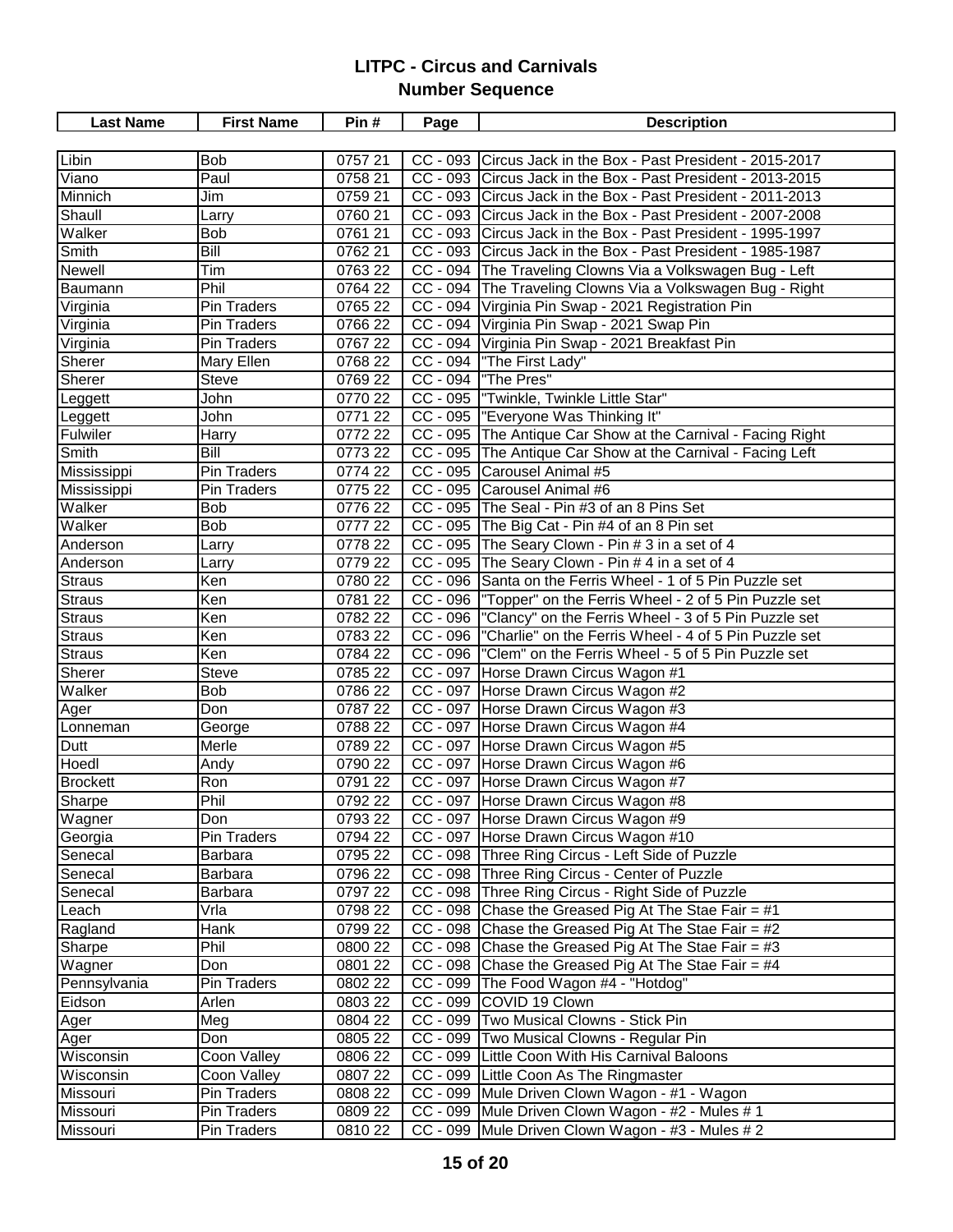# LITPC - Circus and Carnivals

## Number Sequence

| Last Name | First Name | Pin # | Page | Description |
|---|---|---|---|---|
| Libin | Bob | 0757 21 | CC - 093 | Circus Jack in the Box - Past President - 2015-2017 |
| Viano | Paul | 0758 21 | CC - 093 | Circus Jack in the Box - Past President - 2013-2015 |
| Minnich | Jim | 0759 21 | CC - 093 | Circus Jack in the Box - Past President - 2011-2013 |
| Shaull | Larry | 0760 21 | CC - 093 | Circus Jack in the Box - Past President - 2007-2008 |
| Walker | Bob | 0761 21 | CC - 093 | Circus Jack in the Box - Past President - 1995-1997 |
| Smith | Bill | 0762 21 | CC - 093 | Circus Jack in the Box - Past President - 1985-1987 |
| Newell | Tim | 0763 22 | CC - 094 | The Traveling Clowns Via a Volkswagen Bug - Left |
| Baumann | Phil | 0764 22 | CC - 094 | The Traveling Clowns Via a Volkswagen Bug - Right |
| Virginia | Pin Traders | 0765 22 | CC - 094 | Virginia Pin Swap - 2021 Registration Pin |
| Virginia | Pin Traders | 0766 22 | CC - 094 | Virginia Pin Swap - 2021 Swap Pin |
| Virginia | Pin Traders | 0767 22 | CC - 094 | Virginia Pin Swap - 2021 Breakfast Pin |
| Sherer | Mary Ellen | 0768 22 | CC - 094 | "The First Lady" |
| Sherer | Steve | 0769 22 | CC - 094 | "The Pres" |
| Leggett | John | 0770 22 | CC - 095 | "Twinkle, Twinkle Little Star" |
| Leggett | John | 0771 22 | CC - 095 | "Everyone Was Thinking It" |
| Fulwiler | Harry | 0772 22 | CC - 095 | The Antique Car Show at the Carnival - Facing Right |
| Smith | Bill | 0773 22 | CC - 095 | The Antique Car Show at the Carnival - Facing Left |
| Mississippi | Pin Traders | 0774 22 | CC - 095 | Carousel Animal #5 |
| Mississippi | Pin Traders | 0775 22 | CC - 095 | Carousel Animal #6 |
| Walker | Bob | 0776 22 | CC - 095 | The Seal - Pin #3 of an 8 Pins Set |
| Walker | Bob | 0777 22 | CC - 095 | The Big Cat - Pin #4 of an 8 Pin set |
| Anderson | Larry | 0778 22 | CC - 095 | The Seary Clown - Pin # 3 in a set of 4 |
| Anderson | Larry | 0779 22 | CC - 095 | The Seary Clown - Pin # 4 in a set of 4 |
| Straus | Ken | 0780 22 | CC - 096 | Santa on the Ferris Wheel - 1 of 5 Pin Puzzle set |
| Straus | Ken | 0781 22 | CC - 096 | "Topper" on the Ferris Wheel - 2 of 5 Pin Puzzle set |
| Straus | Ken | 0782 22 | CC - 096 | "Clancy" on the Ferris Wheel - 3 of 5 Pin Puzzle set |
| Straus | Ken | 0783 22 | CC - 096 | "Charlie" on the Ferris Wheel - 4 of 5 Pin Puzzle set |
| Straus | Ken | 0784 22 | CC - 096 | "Clem" on the Ferris Wheel - 5 of 5 Pin Puzzle set |
| Sherer | Steve | 0785 22 | CC - 097 | Horse Drawn Circus Wagon #1 |
| Walker | Bob | 0786 22 | CC - 097 | Horse Drawn Circus Wagon #2 |
| Ager | Don | 0787 22 | CC - 097 | Horse Drawn Circus Wagon #3 |
| Lonneman | George | 0788 22 | CC - 097 | Horse Drawn Circus Wagon #4 |
| Dutt | Merle | 0789 22 | CC - 097 | Horse Drawn Circus Wagon #5 |
| Hoedl | Andy | 0790 22 | CC - 097 | Horse Drawn Circus Wagon #6 |
| Brockett | Ron | 0791 22 | CC - 097 | Horse Drawn Circus Wagon #7 |
| Sharpe | Phil | 0792 22 | CC - 097 | Horse Drawn Circus Wagon #8 |
| Wagner | Don | 0793 22 | CC - 097 | Horse Drawn Circus Wagon #9 |
| Georgia | Pin Traders | 0794 22 | CC - 097 | Horse Drawn Circus Wagon #10 |
| Senecal | Barbara | 0795 22 | CC - 098 | Three Ring Circus - Left Side of Puzzle |
| Senecal | Barbara | 0796 22 | CC - 098 | Three Ring Circus - Center of Puzzle |
| Senecal | Barbara | 0797 22 | CC - 098 | Three Ring Circus - Right Side of Puzzle |
| Leach | Vrla | 0798 22 | CC - 098 | Chase the Greased Pig At The Stae Fair = #1 |
| Ragland | Hank | 0799 22 | CC - 098 | Chase the Greased Pig At The Stae Fair = #2 |
| Sharpe | Phil | 0800 22 | CC - 098 | Chase the Greased Pig At The Stae Fair = #3 |
| Wagner | Don | 0801 22 | CC - 098 | Chase the Greased Pig At The Stae Fair = #4 |
| Pennsylvania | Pin Traders | 0802 22 | CC - 099 | The Food Wagon #4 - "Hotdog" |
| Eidson | Arlen | 0803 22 | CC - 099 | COVID 19 Clown |
| Ager | Meg | 0804 22 | CC - 099 | Two Musical Clowns - Stick Pin |
| Ager | Don | 0805 22 | CC - 099 | Two Musical Clowns - Regular Pin |
| Wisconsin | Coon Valley | 0806 22 | CC - 099 | Little Coon With His Carnival Baloons |
| Wisconsin | Coon Valley | 0807 22 | CC - 099 | Little Coon As The Ringmaster |
| Missouri | Pin Traders | 0808 22 | CC - 099 | Mule Driven Clown Wagon - #1 - Wagon |
| Missouri | Pin Traders | 0809 22 | CC - 099 | Mule Driven Clown Wagon - #2 - Mules # 1 |
| Missouri | Pin Traders | 0810 22 | CC - 099 | Mule Driven Clown Wagon - #3 - Mules # 2 |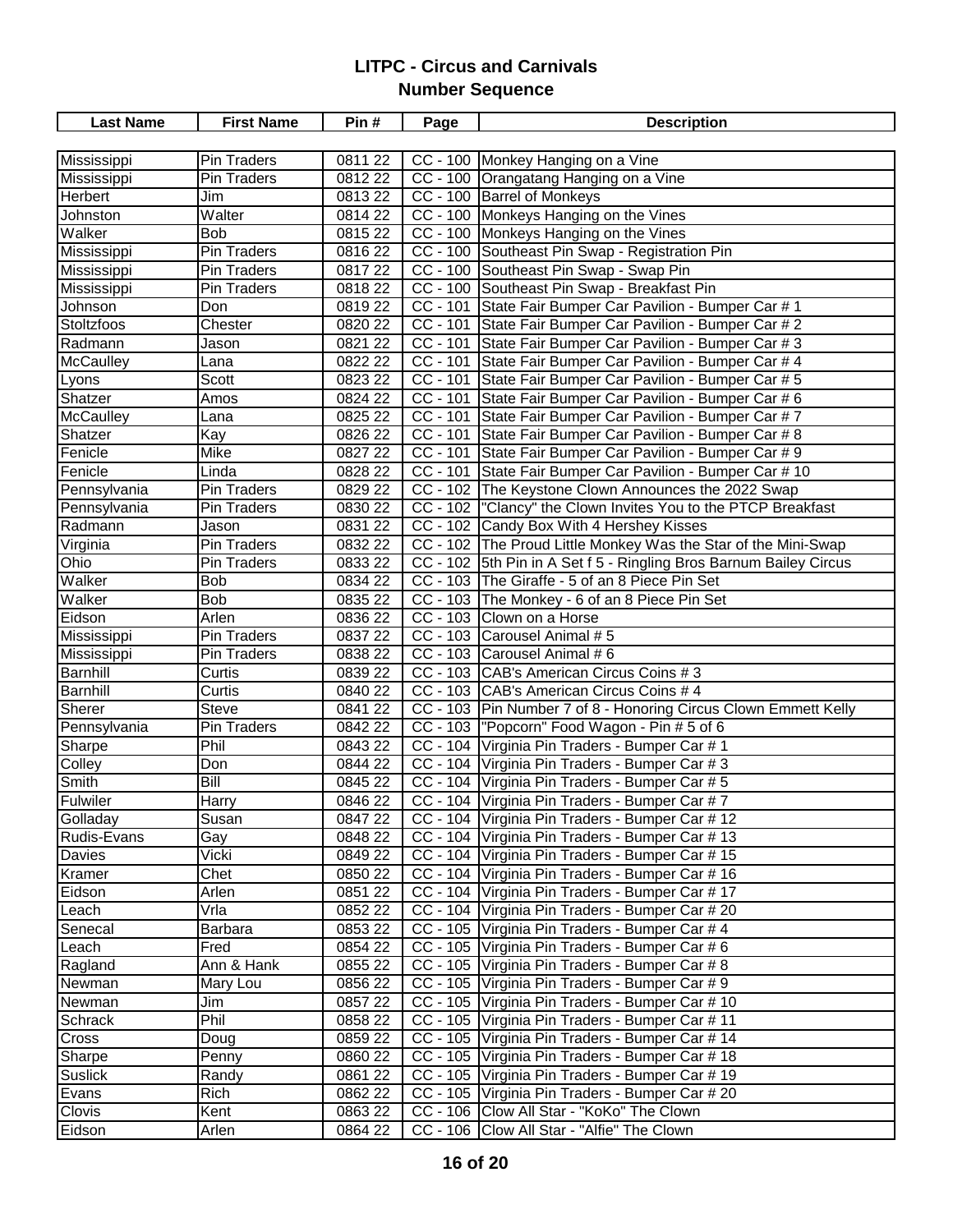# LITPC - Circus and Carnivals
## Number Sequence

| Last Name | First Name | Pin # | Page | Description |
|---|---|---|---|---|
| Mississippi | Pin Traders | 0811 22 | CC - 100 | Monkey Hanging on a Vine |
| Mississippi | Pin Traders | 0812 22 | CC - 100 | Orangatang Hanging on a Vine |
| Herbert | Jim | 0813 22 | CC - 100 | Barrel of Monkeys |
| Johnston | Walter | 0814 22 | CC - 100 | Monkeys Hanging on the Vines |
| Walker | Bob | 0815 22 | CC - 100 | Monkeys Hanging on the Vines |
| Mississippi | Pin Traders | 0816 22 | CC - 100 | Southeast Pin Swap - Registration Pin |
| Mississippi | Pin Traders | 0817 22 | CC - 100 | Southeast Pin Swap - Swap Pin |
| Mississippi | Pin Traders | 0818 22 | CC - 100 | Southeast Pin Swap - Breakfast Pin |
| Johnson | Don | 0819 22 | CC - 101 | State Fair Bumper Car Pavilion - Bumper Car # 1 |
| Stoltzfoos | Chester | 0820 22 | CC - 101 | State Fair Bumper Car Pavilion - Bumper Car # 2 |
| Radmann | Jason | 0821 22 | CC - 101 | State Fair Bumper Car Pavilion - Bumper Car # 3 |
| McCaulley | Lana | 0822 22 | CC - 101 | State Fair Bumper Car Pavilion - Bumper Car # 4 |
| Lyons | Scott | 0823 22 | CC - 101 | State Fair Bumper Car Pavilion - Bumper Car # 5 |
| Shatzer | Amos | 0824 22 | CC - 101 | State Fair Bumper Car Pavilion - Bumper Car # 6 |
| McCaulley | Lana | 0825 22 | CC - 101 | State Fair Bumper Car Pavilion - Bumper Car # 7 |
| Shatzer | Kay | 0826 22 | CC - 101 | State Fair Bumper Car Pavilion - Bumper Car # 8 |
| Fenicle | Mike | 0827 22 | CC - 101 | State Fair Bumper Car Pavilion - Bumper Car # 9 |
| Fenicle | Linda | 0828 22 | CC - 101 | State Fair Bumper Car Pavilion - Bumper Car # 10 |
| Pennsylvania | Pin Traders | 0829 22 | CC - 102 | The Keystone Clown Announces the 2022 Swap |
| Pennsylvania | Pin Traders | 0830 22 | CC - 102 | "Clancy" the Clown Invites You to the PTCP Breakfast |
| Radmann | Jason | 0831 22 | CC - 102 | Candy Box With 4 Hershey Kisses |
| Virginia | Pin Traders | 0832 22 | CC - 102 | The Proud Little Monkey Was the Star of the Mini-Swap |
| Ohio | Pin Traders | 0833 22 | CC - 102 | 5th Pin in A Set f 5 - Ringling Bros Barnum Bailey Circus |
| Walker | Bob | 0834 22 | CC - 103 | The Giraffe - 5 of an 8 Piece Pin Set |
| Walker | Bob | 0835 22 | CC - 103 | The Monkey - 6 of an 8 Piece Pin Set |
| Eidson | Arlen | 0836 22 | CC - 103 | Clown on a Horse |
| Mississippi | Pin Traders | 0837 22 | CC - 103 | Carousel Animal # 5 |
| Mississippi | Pin Traders | 0838 22 | CC - 103 | Carousel Animal # 6 |
| Barnhill | Curtis | 0839 22 | CC - 103 | CAB's American Circus Coins # 3 |
| Barnhill | Curtis | 0840 22 | CC - 103 | CAB's American Circus Coins # 4 |
| Sherer | Steve | 0841 22 | CC - 103 | Pin Number 7 of 8 - Honoring Circus Clown Emmett Kelly |
| Pennsylvania | Pin Traders | 0842 22 | CC - 103 | "Popcorn" Food Wagon - Pin # 5 of 6 |
| Sharpe | Phil | 0843 22 | CC - 104 | Virginia Pin Traders - Bumper Car # 1 |
| Colley | Don | 0844 22 | CC - 104 | Virginia Pin Traders - Bumper Car # 3 |
| Smith | Bill | 0845 22 | CC - 104 | Virginia Pin Traders - Bumper Car # 5 |
| Fulwiler | Harry | 0846 22 | CC - 104 | Virginia Pin Traders - Bumper Car # 7 |
| Golladay | Susan | 0847 22 | CC - 104 | Virginia Pin Traders - Bumper Car # 12 |
| Rudis-Evans | Gay | 0848 22 | CC - 104 | Virginia Pin Traders - Bumper Car # 13 |
| Davies | Vicki | 0849 22 | CC - 104 | Virginia Pin Traders - Bumper Car # 15 |
| Kramer | Chet | 0850 22 | CC - 104 | Virginia Pin Traders - Bumper Car # 16 |
| Eidson | Arlen | 0851 22 | CC - 104 | Virginia Pin Traders - Bumper Car # 17 |
| Leach | Vrla | 0852 22 | CC - 104 | Virginia Pin Traders - Bumper Car # 20 |
| Senecal | Barbara | 0853 22 | CC - 105 | Virginia Pin Traders - Bumper Car # 4 |
| Leach | Fred | 0854 22 | CC - 105 | Virginia Pin Traders - Bumper Car # 6 |
| Ragland | Ann & Hank | 0855 22 | CC - 105 | Virginia Pin Traders - Bumper Car # 8 |
| Newman | Mary Lou | 0856 22 | CC - 105 | Virginia Pin Traders - Bumper Car # 9 |
| Newman | Jim | 0857 22 | CC - 105 | Virginia Pin Traders - Bumper Car # 10 |
| Schrack | Phil | 0858 22 | CC - 105 | Virginia Pin Traders - Bumper Car # 11 |
| Cross | Doug | 0859 22 | CC - 105 | Virginia Pin Traders - Bumper Car # 14 |
| Sharpe | Penny | 0860 22 | CC - 105 | Virginia Pin Traders - Bumper Car # 18 |
| Suslick | Randy | 0861 22 | CC - 105 | Virginia Pin Traders - Bumper Car # 19 |
| Evans | Rich | 0862 22 | CC - 105 | Virginia Pin Traders - Bumper Car # 20 |
| Clovis | Kent | 0863 22 | CC - 106 | Clow All Star - "KoKo" The Clown |
| Eidson | Arlen | 0864 22 | CC - 106 | Clow All Star - "Alfie" The Clown |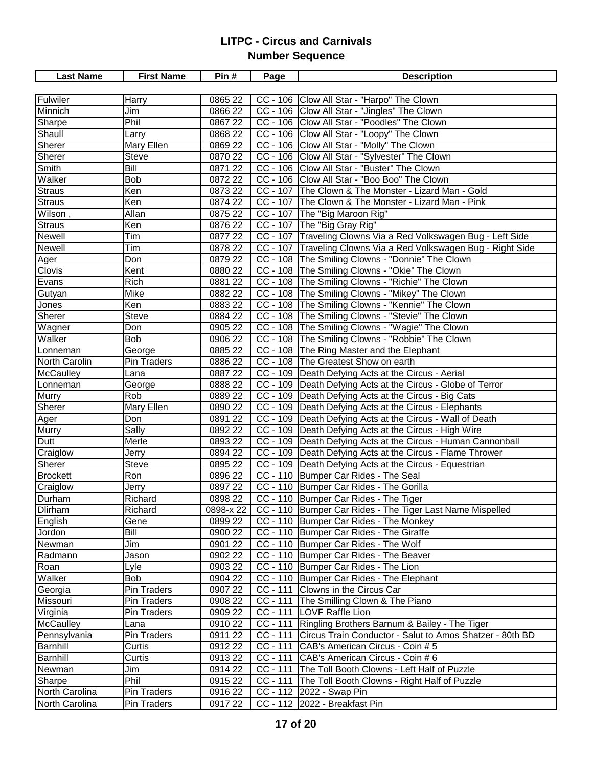# LITPC - Circus and Carnivals

## Number Sequence

| Last Name | First Name | Pin # | Page | Description |
|---|---|---|---|---|
| Fulwiler | Harry | 0865 22 | CC - 106 | Clow All Star - "Harpo" The Clown |
| Minnich | Jim | 0866 22 | CC - 106 | Clow All Star - "Jingles" The Clown |
| Sharpe | Phil | 0867 22 | CC - 106 | Clow All Star - "Poodles" The Clown |
| Shaull | Larry | 0868 22 | CC - 106 | Clow All Star - "Loopy" The Clown |
| Sherer | Mary Ellen | 0869 22 | CC - 106 | Clow All Star - "Molly" The Clown |
| Sherer | Steve | 0870 22 | CC - 106 | Clow All Star - "Sylvester" The Clown |
| Smith | Bill | 0871 22 | CC - 106 | Clow All Star - "Buster" The Clown |
| Walker | Bob | 0872 22 | CC - 106 | Clow All Star - "Boo Boo" The Clown |
| Straus | Ken | 0873 22 | CC - 107 | The Clown & The Monster - Lizard Man - Gold |
| Straus | Ken | 0874 22 | CC - 107 | The Clown & The Monster - Lizard Man - Pink |
| Wilson , | Allan | 0875 22 | CC - 107 | The "Big Maroon Rig" |
| Straus | Ken | 0876 22 | CC - 107 | The "Big Gray Rig" |
| Newell | Tim | 0877 22 | CC - 107 | Traveling Clowns Via a Red Volkswagen Bug - Left Side |
| Newell | Tim | 0878 22 | CC - 107 | Traveling Clowns Via a Red Volkswagen Bug - Right Side |
| Ager | Don | 0879 22 | CC - 108 | The Smiling Clowns - "Donnie" The Clown |
| Clovis | Kent | 0880 22 | CC - 108 | The Smiling Clowns - "Okie" The Clown |
| Evans | Rich | 0881 22 | CC - 108 | The Smiling Clowns - "Richie" The Clown |
| Gutyan | Mike | 0882 22 | CC - 108 | The Smiling Clowns - "Mikey" The Clown |
| Jones | Ken | 0883 22 | CC - 108 | The Smiling Clowns - "Kennie" The Clown |
| Sherer | Steve | 0884 22 | CC - 108 | The Smiling Clowns - "Stevie" The Clown |
| Wagner | Don | 0905 22 | CC - 108 | The Smiling Clowns - "Wagie" The Clown |
| Walker | Bob | 0906 22 | CC - 108 | The Smiling Clowns - "Robbie" The Clown |
| Lonneman | George | 0885 22 | CC - 108 | The Ring Master and the Elephant |
| North Carolin | Pin Traders | 0886 22 | CC - 108 | The Greatest Show on earth |
| McCaulley | Lana | 0887 22 | CC - 109 | Death Defying Acts at the Circus - Aerial |
| Lonneman | George | 0888 22 | CC - 109 | Death Defying Acts at the Circus - Globe of Terror |
| Murry | Rob | 0889 22 | CC - 109 | Death Defying Acts at the Circus - Big Cats |
| Sherer | Mary Ellen | 0890 22 | CC - 109 | Death Defying Acts at the Circus - Elephants |
| Ager | Don | 0891 22 | CC - 109 | Death Defying Acts at the Circus - Wall of Death |
| Murry | Sally | 0892 22 | CC - 109 | Death Defying Acts at the Circus - High Wire |
| Dutt | Merle | 0893 22 | CC - 109 | Death Defying Acts at the Circus - Human Cannonball |
| Craiglow | Jerry | 0894 22 | CC - 109 | Death Defying Acts at the Circus - Flame Thrower |
| Sherer | Steve | 0895 22 | CC - 109 | Death Defying Acts at the Circus - Equestrian |
| Brockett | Ron | 0896 22 | CC - 110 | Bumper Car Rides - The Seal |
| Craiglow | Jerry | 0897 22 | CC - 110 | Bumper Car Rides - The Gorilla |
| Durham | Richard | 0898 22 | CC - 110 | Bumper Car Rides - The Tiger |
| Dlirham | Richard | 0898-x 22 | CC - 110 | Bumper Car Rides - The Tiger Last Name Mispelled |
| English | Gene | 0899 22 | CC - 110 | Bumper Car Rides - The Monkey |
| Jordon | Bill | 0900 22 | CC - 110 | Bumper Car Rides - The Giraffe |
| Newman | Jim | 0901 22 | CC - 110 | Bumper Car Rides - The Wolf |
| Radmann | Jason | 0902 22 | CC - 110 | Bumper Car Rides - The Beaver |
| Roan | Lyle | 0903 22 | CC - 110 | Bumper Car Rides - The Lion |
| Walker | Bob | 0904 22 | CC - 110 | Bumper Car Rides - The Elephant |
| Georgia | Pin Traders | 0907 22 | CC - 111 | Clowns in the Circus Car |
| Missouri | Pin Traders | 0908 22 | CC - 111 | The Smilling Clown & The Piano |
| Virginia | Pin Traders | 0909 22 | CC - 111 | LOVF Raffle Lion |
| McCaulley | Lana | 0910 22 | CC - 111 | Ringling Brothers Barnum & Bailey - The Tiger |
| Pennsylvania | Pin Traders | 0911 22 | CC - 111 | Circus Train Conductor - Salut to Amos Shatzer - 80th BD |
| Barnhill | Curtis | 0912 22 | CC - 111 | CAB's American Circus - Coin # 5 |
| Barnhill | Curtis | 0913 22 | CC - 111 | CAB's American Circus - Coin # 6 |
| Newman | Jim | 0914 22 | CC - 111 | The Toll Booth Clowns - Left Half of Puzzle |
| Sharpe | Phil | 0915 22 | CC - 111 | The Toll Booth Clowns - Right Half of Puzzle |
| North Carolina | Pin Traders | 0916 22 | CC - 112 | 2022 - Swap Pin |
| North Carolina | Pin Traders | 0917 22 | CC - 112 | 2022 - Breakfast Pin |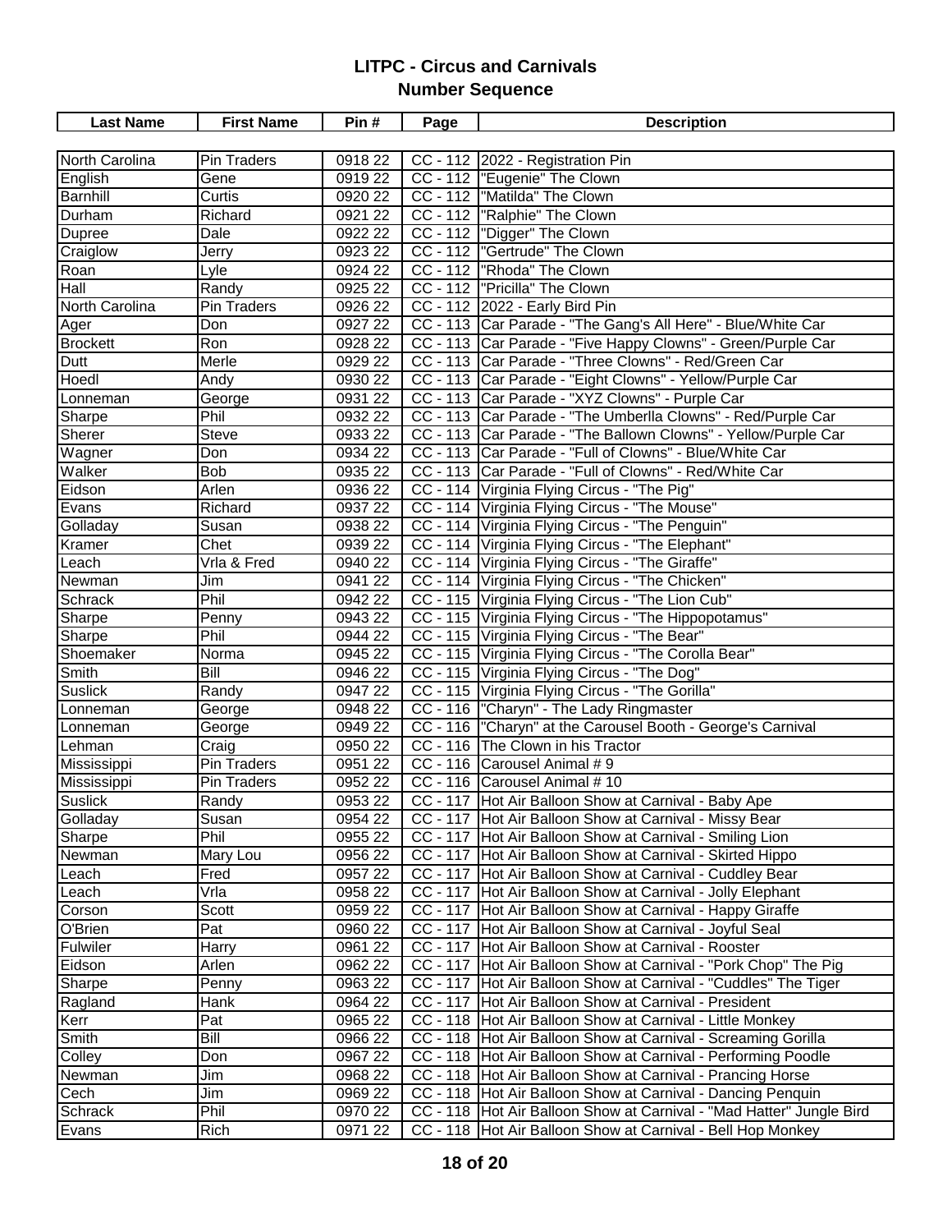## LITPC - Circus and Carnivals
## Number Sequence

| Last Name | First Name | Pin # | Page | Description |
|---|---|---|---|---|
| North Carolina | Pin Traders | 0918 22 | CC - 112 | 2022 - Registration Pin |
| English | Gene | 0919 22 | CC - 112 | "Eugenie" The Clown |
| Barnhill | Curtis | 0920 22 | CC - 112 | "Matilda" The Clown |
| Durham | Richard | 0921 22 | CC - 112 | "Ralphie" The Clown |
| Dupree | Dale | 0922 22 | CC - 112 | "Digger" The Clown |
| Craiglow | Jerry | 0923 22 | CC - 112 | "Gertrude" The Clown |
| Roan | Lyle | 0924 22 | CC - 112 | "Rhoda" The Clown |
| Hall | Randy | 0925 22 | CC - 112 | "Pricilla" The Clown |
| North Carolina | Pin Traders | 0926 22 | CC - 112 | 2022 - Early Bird Pin |
| Ager | Don | 0927 22 | CC - 113 | Car Parade - "The Gang's All Here" - Blue/White Car |
| Brockett | Ron | 0928 22 | CC - 113 | Car Parade - "Five Happy Clowns" - Green/Purple Car |
| Dutt | Merle | 0929 22 | CC - 113 | Car Parade - "Three Clowns" - Red/Green Car |
| Hoedl | Andy | 0930 22 | CC - 113 | Car Parade - "Eight Clowns" - Yellow/Purple Car |
| Lonneman | George | 0931 22 | CC - 113 | Car Parade - "XYZ Clowns" - Purple Car |
| Sharpe | Phil | 0932 22 | CC - 113 | Car Parade - "The Umberlla Clowns" - Red/Purple Car |
| Sherer | Steve | 0933 22 | CC - 113 | Car Parade - "The Ballown Clowns" - Yellow/Purple Car |
| Wagner | Don | 0934 22 | CC - 113 | Car Parade - "Full of Clowns" - Blue/White Car |
| Walker | Bob | 0935 22 | CC - 113 | Car Parade - "Full of Clowns" - Red/White Car |
| Eidson | Arlen | 0936 22 | CC - 114 | Virginia Flying Circus - "The Pig" |
| Evans | Richard | 0937 22 | CC - 114 | Virginia Flying Circus - "The Mouse" |
| Golladay | Susan | 0938 22 | CC - 114 | Virginia Flying Circus - "The Penguin" |
| Kramer | Chet | 0939 22 | CC - 114 | Virginia Flying Circus - "The Elephant" |
| Leach | Vrla & Fred | 0940 22 | CC - 114 | Virginia Flying Circus - "The Giraffe" |
| Newman | Jim | 0941 22 | CC - 114 | Virginia Flying Circus - "The Chicken" |
| Schrack | Phil | 0942 22 | CC - 115 | Virginia Flying Circus - "The Lion Cub" |
| Sharpe | Penny | 0943 22 | CC - 115 | Virginia Flying Circus - "The Hippopotamus" |
| Sharpe | Phil | 0944 22 | CC - 115 | Virginia Flying Circus - "The Bear" |
| Shoemaker | Norma | 0945 22 | CC - 115 | Virginia Flying Circus - "The Corolla Bear" |
| Smith | Bill | 0946 22 | CC - 115 | Virginia Flying Circus - "The Dog" |
| Suslick | Randy | 0947 22 | CC - 115 | Virginia Flying Circus - "The Gorilla" |
| Lonneman | George | 0948 22 | CC - 116 | "Charyn" - The Lady Ringmaster |
| Lonneman | George | 0949 22 | CC - 116 | "Charyn" at the Carousel Booth - George's Carnival |
| Lehman | Craig | 0950 22 | CC - 116 | The Clown in his Tractor |
| Mississippi | Pin Traders | 0951 22 | CC - 116 | Carousel Animal # 9 |
| Mississippi | Pin Traders | 0952 22 | CC - 116 | Carousel Animal # 10 |
| Suslick | Randy | 0953 22 | CC - 117 | Hot Air Balloon Show at Carnival - Baby Ape |
| Golladay | Susan | 0954 22 | CC - 117 | Hot Air Balloon Show at Carnival - Missy Bear |
| Sharpe | Phil | 0955 22 | CC - 117 | Hot Air Balloon Show at Carnival - Smiling Lion |
| Newman | Mary Lou | 0956 22 | CC - 117 | Hot Air Balloon Show at Carnival - Skirted Hippo |
| Leach | Fred | 0957 22 | CC - 117 | Hot Air Balloon Show at Carnival - Cuddley Bear |
| Leach | Vrla | 0958 22 | CC - 117 | Hot Air Balloon Show at Carnival - Jolly Elephant |
| Corson | Scott | 0959 22 | CC - 117 | Hot Air Balloon Show at Carnival - Happy Giraffe |
| O'Brien | Pat | 0960 22 | CC - 117 | Hot Air Balloon Show at Carnival - Joyful Seal |
| Fulwiler | Harry | 0961 22 | CC - 117 | Hot Air Balloon Show at Carnival - Rooster |
| Eidson | Arlen | 0962 22 | CC - 117 | Hot Air Balloon Show at Carnival - "Pork Chop" The Pig |
| Sharpe | Penny | 0963 22 | CC - 117 | Hot Air Balloon Show at Carnival - "Cuddles" The Tiger |
| Ragland | Hank | 0964 22 | CC - 117 | Hot Air Balloon Show at Carnival - President |
| Kerr | Pat | 0965 22 | CC - 118 | Hot Air Balloon Show at Carnival - Little Monkey |
| Smith | Bill | 0966 22 | CC - 118 | Hot Air Balloon Show at Carnival - Screaming Gorilla |
| Colley | Don | 0967 22 | CC - 118 | Hot Air Balloon Show at Carnival - Performing Poodle |
| Newman | Jim | 0968 22 | CC - 118 | Hot Air Balloon Show at Carnival - Prancing Horse |
| Cech | Jim | 0969 22 | CC - 118 | Hot Air Balloon Show at Carnival - Dancing Penquin |
| Schrack | Phil | 0970 22 | CC - 118 | Hot Air Balloon Show at Carnival - "Mad Hatter" Jungle Bird |
| Evans | Rich | 0971 22 | CC - 118 | Hot Air Balloon Show at Carnival - Bell Hop Monkey |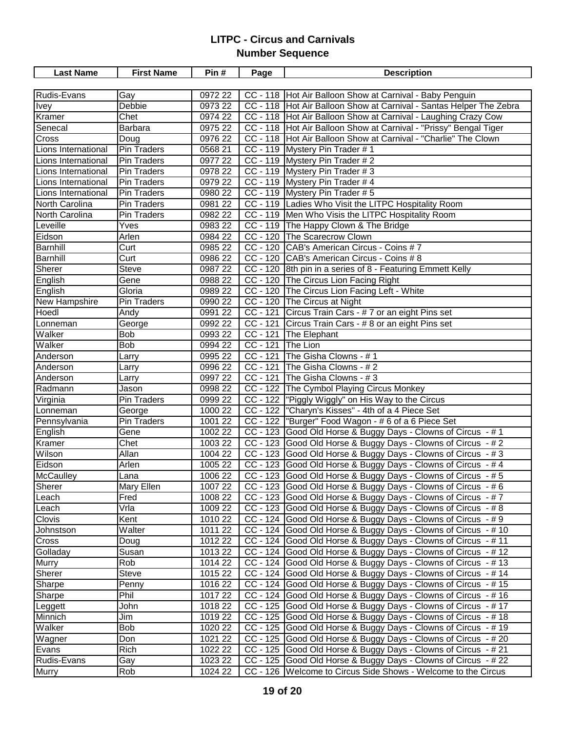# LITPC - Circus and Carnivals

## Number Sequence

| Last Name | First Name | Pin # | Page | Description |
|---|---|---|---|---|
| Rudis-Evans | Gay | 0972 22 | CC - 118 | Hot Air Balloon Show at Carnival - Baby Penguin |
| Ivey | Debbie | 0973 22 | CC - 118 | Hot Air Balloon Show at Carnival - Santas Helper The Zebra |
| Kramer | Chet | 0974 22 | CC - 118 | Hot Air Balloon Show at Carnival - Laughing Crazy Cow |
| Senecal | Barbara | 0975 22 | CC - 118 | Hot Air Balloon Show at Carnival - "Prissy" Bengal Tiger |
| Cross | Doug | 0976 22 | CC - 118 | Hot Air Balloon Show at Carnival - "Charlie" The Clown |
| Lions International | Pin Traders | 0568 21 | CC - 119 | Mystery Pin Trader # 1 |
| Lions International | Pin Traders | 0977 22 | CC - 119 | Mystery Pin Trader # 2 |
| Lions International | Pin Traders | 0978 22 | CC - 119 | Mystery Pin Trader # 3 |
| Lions International | Pin Traders | 0979 22 | CC - 119 | Mystery Pin Trader # 4 |
| Lions International | Pin Traders | 0980 22 | CC - 119 | Mystery Pin Trader # 5 |
| North Carolina | Pin Traders | 0981 22 | CC - 119 | Ladies Who Visit the LITPC Hospitality Room |
| North Carolina | Pin Traders | 0982 22 | CC - 119 | Men Who Visis the LITPC Hospitality Room |
| Leveille | Yves | 0983 22 | CC - 119 | The Happy Clown & The Bridge |
| Eidson | Arlen | 0984 22 | CC - 120 | The Scarecrow Clown |
| Barnhill | Curt | 0985 22 | CC - 120 | CAB's American Circus - Coins # 7 |
| Barnhill | Curt | 0986 22 | CC - 120 | CAB's American Circus - Coins # 8 |
| Sherer | Steve | 0987 22 | CC - 120 | 8th pin in a series of 8 - Featuring Emmett Kelly |
| English | Gene | 0988 22 | CC - 120 | The Circus Lion Facing Right |
| English | Gloria | 0989 22 | CC - 120 | The Circus Lion Facing Left - White |
| New Hampshire | Pin Traders | 0990 22 | CC - 120 | The Circus at Night |
| Hoedl | Andy | 0991 22 | CC - 121 | Circus Train Cars - # 7 or an eight Pins set |
| Lonneman | George | 0992 22 | CC - 121 | Circus Train Cars - # 8 or an eight Pins set |
| Walker | Bob | 0993 22 | CC - 121 | The Elephant |
| Walker | Bob | 0994 22 | CC - 121 | The Lion |
| Anderson | Larry | 0995 22 | CC - 121 | The Gisha Clowns - # 1 |
| Anderson | Larry | 0996 22 | CC - 121 | The Gisha Clowns - # 2 |
| Anderson | Larry | 0997 22 | CC - 121 | The Gisha Clowns - # 3 |
| Radmann | Jason | 0998 22 | CC - 122 | The Cymbol Playing Circus Monkey |
| Virginia | Pin Traders | 0999 22 | CC - 122 | "Piggly Wiggly" on His Way to the Circus |
| Lonneman | George | 1000 22 | CC - 122 | "Charyn's Kisses" - 4th of a 4 Piece Set |
| Pennsylvania | Pin Traders | 1001 22 | CC - 122 | "Burger" Food Wagon - # 6 of a 6 Piece Set |
| English | Gene | 1002 22 | CC - 123 | Good Old Horse & Buggy Days - Clowns of Circus - # 1 |
| Kramer | Chet | 1003 22 | CC - 123 | Good Old Horse & Buggy Days - Clowns of Circus - # 2 |
| Wilson | Allan | 1004 22 | CC - 123 | Good Old Horse & Buggy Days - Clowns of Circus - # 3 |
| Eidson | Arlen | 1005 22 | CC - 123 | Good Old Horse & Buggy Days - Clowns of Circus - # 4 |
| McCaulley | Lana | 1006 22 | CC - 123 | Good Old Horse & Buggy Days - Clowns of Circus - # 5 |
| Sherer | Mary Ellen | 1007 22 | CC - 123 | Good Old Horse & Buggy Days - Clowns of Circus - # 6 |
| Leach | Fred | 1008 22 | CC - 123 | Good Old Horse & Buggy Days - Clowns of Circus - # 7 |
| Leach | Vrla | 1009 22 | CC - 123 | Good Old Horse & Buggy Days - Clowns of Circus - # 8 |
| Clovis | Kent | 1010 22 | CC - 124 | Good Old Horse & Buggy Days - Clowns of Circus - # 9 |
| Johnstson | Walter | 1011 22 | CC - 124 | Good Old Horse & Buggy Days - Clowns of Circus - # 10 |
| Cross | Doug | 1012 22 | CC - 124 | Good Old Horse & Buggy Days - Clowns of Circus - # 11 |
| Golladay | Susan | 1013 22 | CC - 124 | Good Old Horse & Buggy Days - Clowns of Circus - # 12 |
| Murry | Rob | 1014 22 | CC - 124 | Good Old Horse & Buggy Days - Clowns of Circus - # 13 |
| Sherer | Steve | 1015 22 | CC - 124 | Good Old Horse & Buggy Days - Clowns of Circus - # 14 |
| Sharpe | Penny | 1016 22 | CC - 124 | Good Old Horse & Buggy Days - Clowns of Circus - # 15 |
| Sharpe | Phil | 1017 22 | CC - 124 | Good Old Horse & Buggy Days - Clowns of Circus - # 16 |
| Leggett | John | 1018 22 | CC - 125 | Good Old Horse & Buggy Days - Clowns of Circus - # 17 |
| Minnich | Jim | 1019 22 | CC - 125 | Good Old Horse & Buggy Days - Clowns of Circus - # 18 |
| Walker | Bob | 1020 22 | CC - 125 | Good Old Horse & Buggy Days - Clowns of Circus - # 19 |
| Wagner | Don | 1021 22 | CC - 125 | Good Old Horse & Buggy Days - Clowns of Circus - # 20 |
| Evans | Rich | 1022 22 | CC - 125 | Good Old Horse & Buggy Days - Clowns of Circus - # 21 |
| Rudis-Evans | Gay | 1023 22 | CC - 125 | Good Old Horse & Buggy Days - Clowns of Circus - # 22 |
| Murry | Rob | 1024 22 | CC - 126 | Welcome to Circus Side Shows - Welcome to the Circus |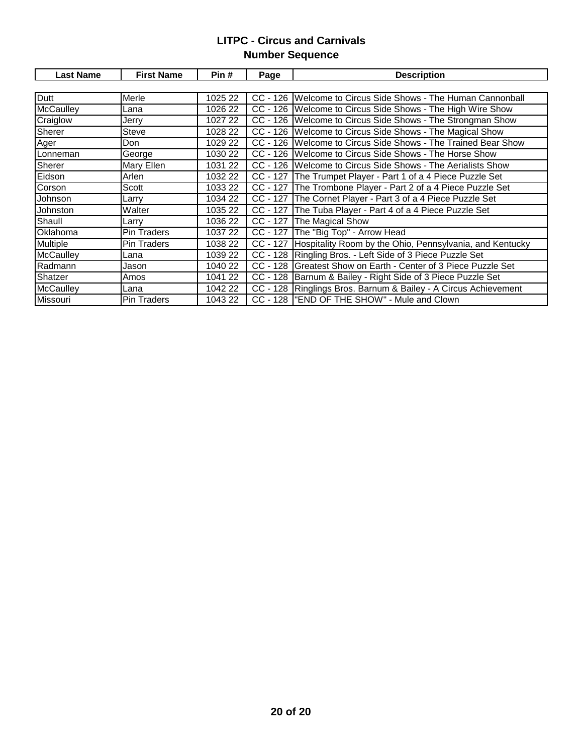## LITPC - Circus and Carnivals
## Number Sequence

| Last Name | First Name | Pin # | Page | Description |
|---|---|---|---|---|
| Dutt | Merle | 1025 22 | CC - 126 | Welcome to Circus Side Shows - The Human Cannonball |
| McCaulley | Lana | 1026 22 | CC - 126 | Welcome to Circus Side Shows - The High Wire Show |
| Craiglow | Jerry | 1027 22 | CC - 126 | Welcome to Circus Side Shows - The Strongman Show |
| Sherer | Steve | 1028 22 | CC - 126 | Welcome to Circus Side Shows - The Magical Show |
| Ager | Don | 1029 22 | CC - 126 | Welcome to Circus Side Shows - The Trained Bear Show |
| Lonneman | George | 1030 22 | CC - 126 | Welcome to Circus Side Shows - The Horse Show |
| Sherer | Mary Ellen | 1031 22 | CC - 126 | Welcome to Circus Side Shows - The Aerialists Show |
| Eidson | Arlen | 1032 22 | CC - 127 | The Trumpet Player - Part 1 of a 4 Piece Puzzle Set |
| Corson | Scott | 1033 22 | CC - 127 | The Trombone Player - Part 2 of a 4 Piece Puzzle Set |
| Johnson | Larry | 1034 22 | CC - 127 | The Cornet Player - Part 3 of a 4 Piece Puzzle Set |
| Johnston | Walter | 1035 22 | CC - 127 | The Tuba Player - Part 4 of a 4 Piece Puzzle Set |
| Shaull | Larry | 1036 22 | CC - 127 | The Magical Show |
| Oklahoma | Pin Traders | 1037 22 | CC - 127 | The "Big Top" - Arrow Head |
| Multiple | Pin Traders | 1038 22 | CC - 127 | Hospitality Room by the Ohio, Pennsylvania, and Kentucky |
| McCaulley | Lana | 1039 22 | CC - 128 | Ringling Bros. - Left Side of 3 Piece Puzzle Set |
| Radmann | Jason | 1040 22 | CC - 128 | Greatest Show on Earth - Center of 3 Piece Puzzle Set |
| Shatzer | Amos | 1041 22 | CC - 128 | Barnum & Bailey - Right Side of 3 Piece Puzzle Set |
| McCaulley | Lana | 1042 22 | CC - 128 | Ringlings Bros. Barnum & Bailey - A Circus Achievement |
| Missouri | Pin Traders | 1043 22 | CC - 128 | "END OF THE SHOW" - Mule and Clown |